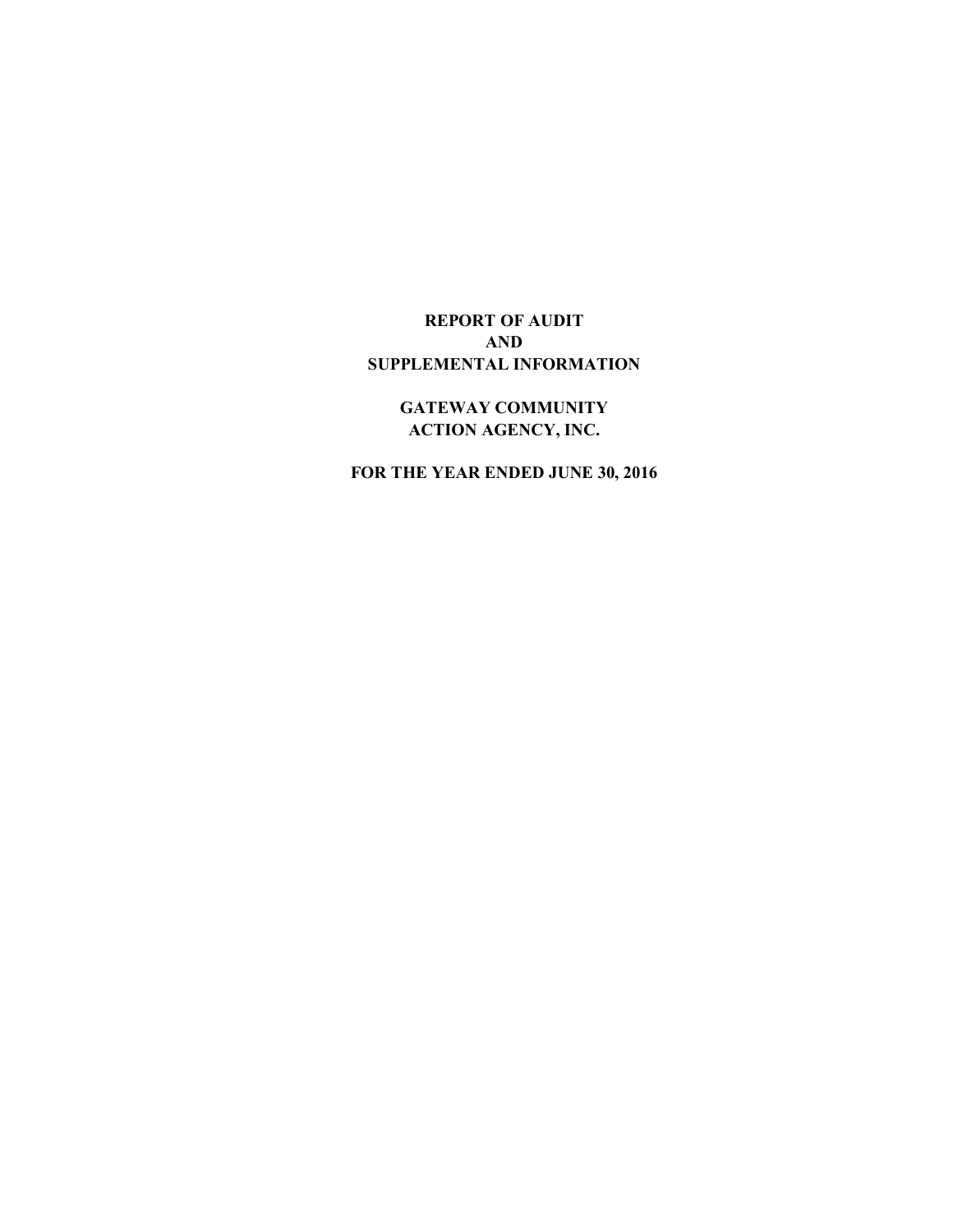# REPORT OF AUDIT
# AND
# SUPPLEMENTAL INFORMATION

## GATEWAY COMMUNITY ACTION AGENCY, INC.

## FOR THE YEAR ENDED JUNE 30, 2016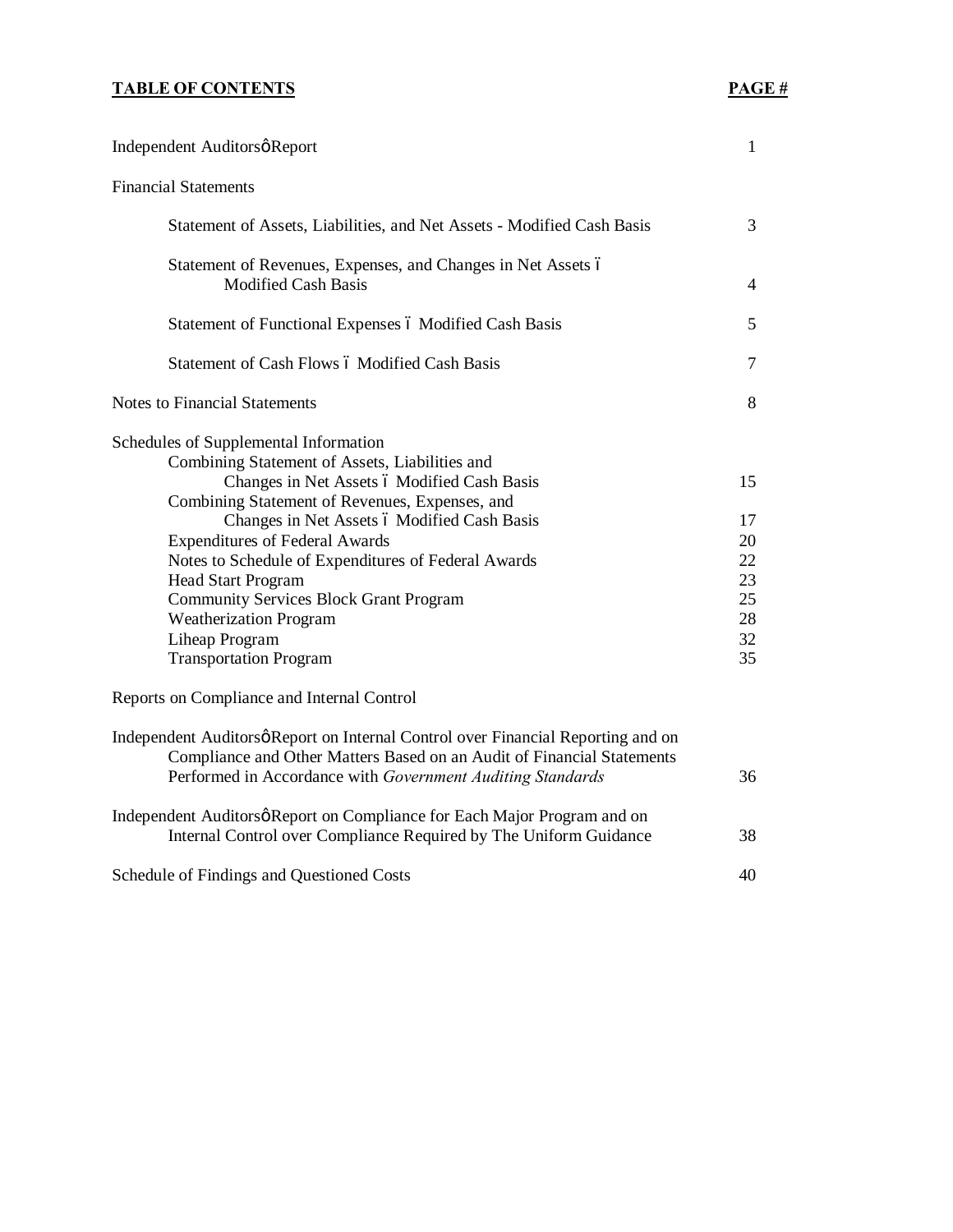**TABLE OF CONTENTS** | **PAGE #**

| Section | Page |
|---|---|
| Independent Auditorsô Report | 1 |
| Financial Statements | |
| Statement of Assets, Liabilities, and Net Assets - Modified Cash Basis | 3 |
| Statement of Revenues, Expenses, and Changes in Net Assets ó Modified Cash Basis | 4 |
| Statement of Functional Expenses ó Modified Cash Basis | 5 |
| Statement of Cash Flows ó Modified Cash Basis | 7 |
| Notes to Financial Statements | 8 |
| Schedules of Supplemental Information | |
| Combining Statement of Assets, Liabilities and Changes in Net Assets ó Modified Cash Basis | 15 |
| Combining Statement of Revenues, Expenses, and Changes in Net Assets ó Modified Cash Basis | 17 |
| Expenditures of Federal Awards | 20 |
| Notes to Schedule of Expenditures of Federal Awards | 22 |
| Head Start Program | 23 |
| Community Services Block Grant Program | 25 |
| Weatherization Program | 28 |
| Liheap Program | 32 |
| Transportation Program | 35 |
| Reports on Compliance and Internal Control | |
| Independent Auditorsô Report on Internal Control over Financial Reporting and on Compliance and Other Matters Based on an Audit of Financial Statements Performed in Accordance with *Government Auditing Standards* | 36 |
| Independent Auditorsô Report on Compliance for Each Major Program and on Internal Control over Compliance Required by The Uniform Guidance | 38 |
| Schedule of Findings and Questioned Costs | 40 |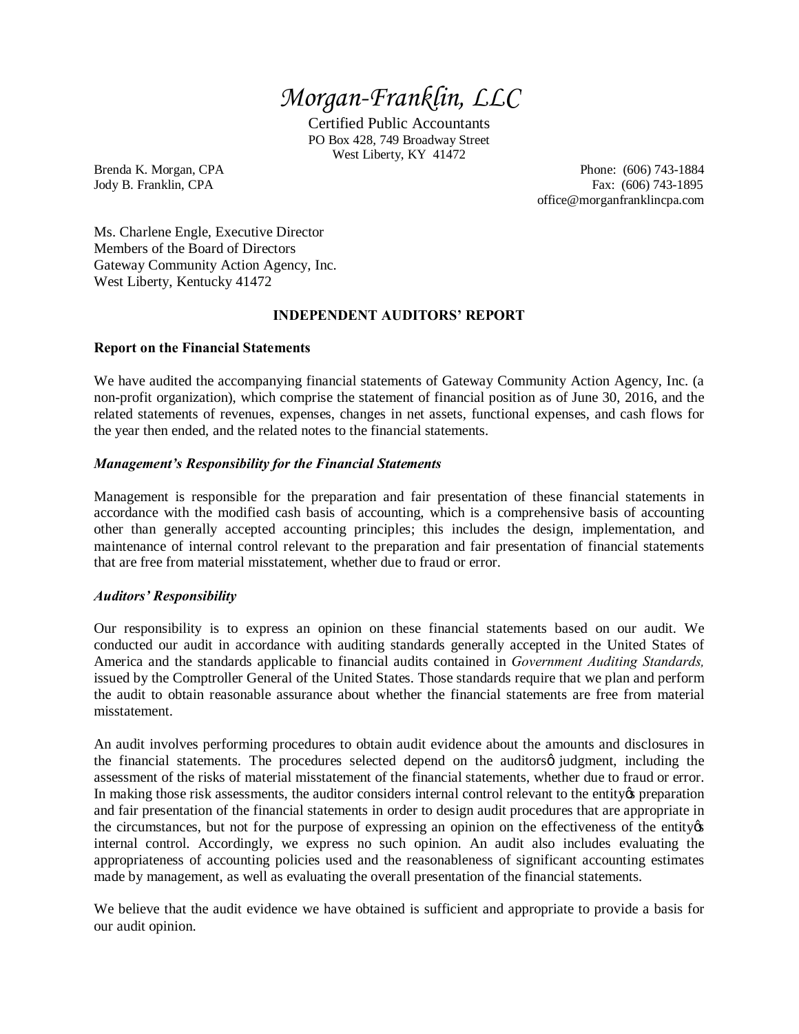# *Morgan-Franklin, LLC*

Certified Public Accountants
PO Box 428, 749 Broadway Street
West Liberty, KY 41472

Brenda K. Morgan, CPA
Jody B. Franklin, CPA

Phone: (606) 743-1884
Fax: (606) 743-1895
office@morganfranklincpa.com

Ms. Charlene Engle, Executive Director
Members of the Board of Directors
Gateway Community Action Agency, Inc.
West Liberty, Kentucky 41472

## INDEPENDENT AUDITORS' REPORT

### Report on the Financial Statements

We have audited the accompanying financial statements of Gateway Community Action Agency, Inc. (a non-profit organization), which comprise the statement of financial position as of June 30, 2016, and the related statements of revenues, expenses, changes in net assets, functional expenses, and cash flows for the year then ended, and the related notes to the financial statements.

#### *Management's Responsibility for the Financial Statements*

Management is responsible for the preparation and fair presentation of these financial statements in accordance with the modified cash basis of accounting, which is a comprehensive basis of accounting other than generally accepted accounting principles; this includes the design, implementation, and maintenance of internal control relevant to the preparation and fair presentation of financial statements that are free from material misstatement, whether due to fraud or error.

#### *Auditors' Responsibility*

Our responsibility is to express an opinion on these financial statements based on our audit. We conducted our audit in accordance with auditing standards generally accepted in the United States of America and the standards applicable to financial audits contained in *Government Auditing Standards,* issued by the Comptroller General of the United States. Those standards require that we plan and perform the audit to obtain reasonable assurance about whether the financial statements are free from material misstatement.

An audit involves performing procedures to obtain audit evidence about the amounts and disclosures in the financial statements. The procedures selected depend on the auditors' judgment, including the assessment of the risks of material misstatement of the financial statements, whether due to fraud or error. In making those risk assessments, the auditor considers internal control relevant to the entity's preparation and fair presentation of the financial statements in order to design audit procedures that are appropriate in the circumstances, but not for the purpose of expressing an opinion on the effectiveness of the entity's internal control. Accordingly, we express no such opinion. An audit also includes evaluating the appropriateness of accounting policies used and the reasonableness of significant accounting estimates made by management, as well as evaluating the overall presentation of the financial statements.

We believe that the audit evidence we have obtained is sufficient and appropriate to provide a basis for our audit opinion.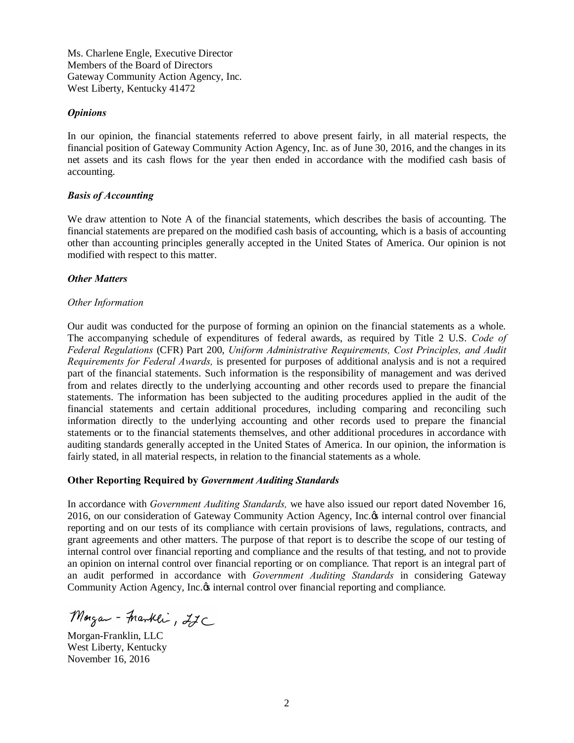Ms. Charlene Engle, Executive Director
Members of the Board of Directors
Gateway Community Action Agency, Inc.
West Liberty, Kentucky 41472

***Opinions***

In our opinion, the financial statements referred to above present fairly, in all material respects, the financial position of Gateway Community Action Agency, Inc. as of June 30, 2016, and the changes in its net assets and its cash flows for the year then ended in accordance with the modified cash basis of accounting.

***Basis of Accounting***

We draw attention to Note A of the financial statements, which describes the basis of accounting. The financial statements are prepared on the modified cash basis of accounting, which is a basis of accounting other than accounting principles generally accepted in the United States of America. Our opinion is not modified with respect to this matter.

***Other Matters***

*Other Information*

Our audit was conducted for the purpose of forming an opinion on the financial statements as a whole. The accompanying schedule of expenditures of federal awards, as required by Title 2 U.S. *Code of Federal Regulations* (CFR) Part 200, *Uniform Administrative Requirements, Cost Principles, and Audit Requirements for Federal Awards,* is presented for purposes of additional analysis and is not a required part of the financial statements. Such information is the responsibility of management and was derived from and relates directly to the underlying accounting and other records used to prepare the financial statements. The information has been subjected to the auditing procedures applied in the audit of the financial statements and certain additional procedures, including comparing and reconciling such information directly to the underlying accounting and other records used to prepare the financial statements or to the financial statements themselves, and other additional procedures in accordance with auditing standards generally accepted in the United States of America. In our opinion, the information is fairly stated, in all material respects, in relation to the financial statements as a whole.

**Other Reporting Required by *Government Auditing Standards***

In accordance with *Government Auditing Standards,* we have also issued our report dated November 16, 2016, on our consideration of Gateway Community Action Agency, Inc.'s internal control over financial reporting and on our tests of its compliance with certain provisions of laws, regulations, contracts, and grant agreements and other matters. The purpose of that report is to describe the scope of our testing of internal control over financial reporting and compliance and the results of that testing, and not to provide an opinion on internal control over financial reporting or on compliance. That report is an integral part of an audit performed in accordance with *Government Auditing Standards* in considering Gateway Community Action Agency, Inc.'s internal control over financial reporting and compliance.

Morgan-Franklin, LLC

Morgan-Franklin, LLC
West Liberty, Kentucky
November 16, 2016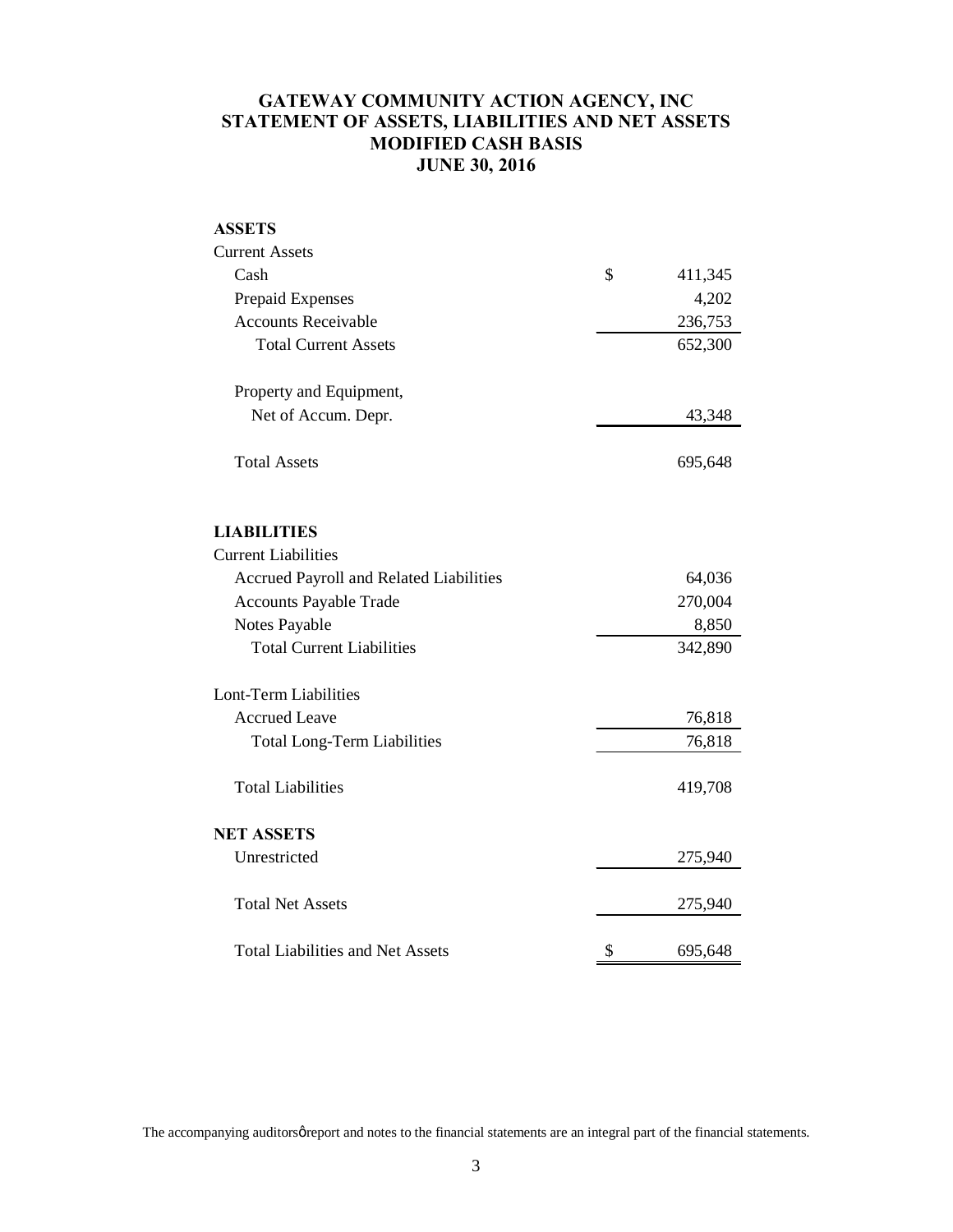# GATEWAY COMMUNITY ACTION AGENCY, INC
## STATEMENT OF ASSETS, LIABILITIES AND NET ASSETS
## MODIFIED CASH BASIS
## JUNE 30, 2016

| | |
|---|---|
| **ASSETS** | |
| Current Assets | |
| Cash | $ 411,345 |
| Prepaid Expenses | 4,202 |
| Accounts Receivable | 236,753 |
| Total Current Assets | 652,300 |
| | |
| Property and Equipment, | |
| Net of Accum. Depr. | 43,348 |
| | |
| Total Assets | 695,648 |
| | |
| **LIABILITIES** | |
| Current Liabilities | |
| Accrued Payroll and Related Liabilities | 64,036 |
| Accounts Payable Trade | 270,004 |
| Notes Payable | 8,850 |
| Total Current Liabilities | 342,890 |
| | |
| Lont-Term Liabilities | |
| Accrued Leave | 76,818 |
| Total Long-Term Liabilities | 76,818 |
| | |
| Total Liabilities | 419,708 |
| | |
| **NET ASSETS** | |
| Unrestricted | 275,940 |
| | |
| Total Net Assets | 275,940 |
| | |
| Total Liabilities and Net Assets | $ 695,648 |

The accompanying auditorsø report and notes to the financial statements are an integral part of the financial statements.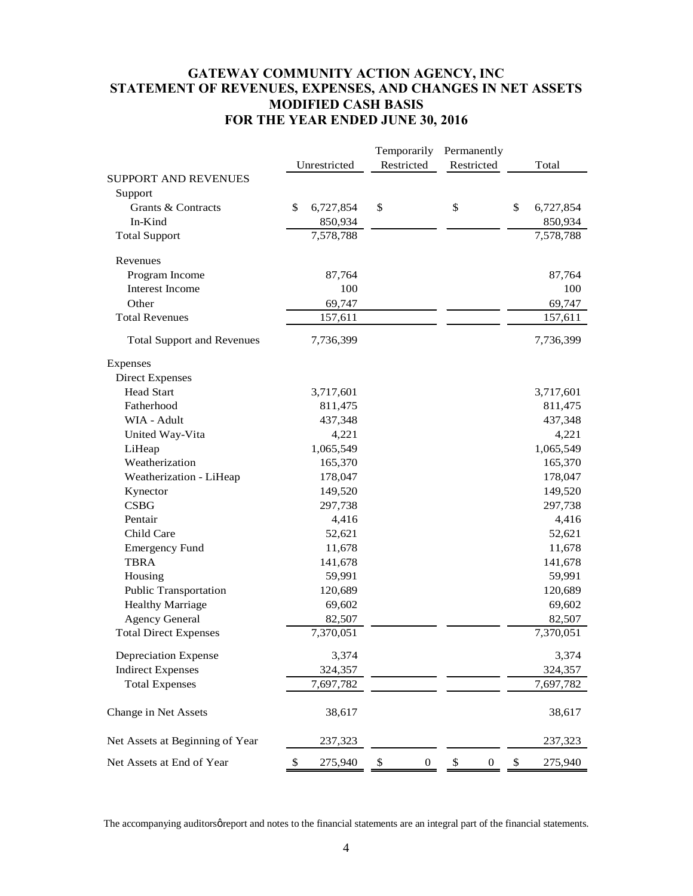# GATEWAY COMMUNITY ACTION AGENCY, INC
# STATEMENT OF REVENUES, EXPENSES, AND CHANGES IN NET ASSETS
# MODIFIED CASH BASIS
# FOR THE YEAR ENDED JUNE 30, 2016

| | Unrestricted | Temporarily Restricted | Permanently Restricted | Total |
|---|---|---|---|---|
| SUPPORT AND REVENUES | | | | |
| Support | | | | |
| Grants & Contracts | $ 6,727,854 | $ | $ | $ 6,727,854 |
| In-Kind | 850,934 | | | 850,934 |
| Total Support | 7,578,788 | | | 7,578,788 |
| Revenues | | | | |
| Program Income | 87,764 | | | 87,764 |
| Interest Income | 100 | | | 100 |
| Other | 69,747 | | | 69,747 |
| Total Revenues | 157,611 | | | 157,611 |
| Total Support and Revenues | 7,736,399 | | | 7,736,399 |
| Expenses | | | | |
| Direct Expenses | | | | |
| Head Start | 3,717,601 | | | 3,717,601 |
| Fatherhood | 811,475 | | | 811,475 |
| WIA - Adult | 437,348 | | | 437,348 |
| United Way-Vita | 4,221 | | | 4,221 |
| LiHeap | 1,065,549 | | | 1,065,549 |
| Weatherization | 165,370 | | | 165,370 |
| Weatherization - LiHeap | 178,047 | | | 178,047 |
| Kynector | 149,520 | | | 149,520 |
| CSBG | 297,738 | | | 297,738 |
| Pentair | 4,416 | | | 4,416 |
| Child Care | 52,621 | | | 52,621 |
| Emergency Fund | 11,678 | | | 11,678 |
| TBRA | 141,678 | | | 141,678 |
| Housing | 59,991 | | | 59,991 |
| Public Transportation | 120,689 | | | 120,689 |
| Healthy Marriage | 69,602 | | | 69,602 |
| Agency General | 82,507 | | | 82,507 |
| Total Direct Expenses | 7,370,051 | | | 7,370,051 |
| Depreciation Expense | 3,374 | | | 3,374 |
| Indirect Expenses | 324,357 | | | 324,357 |
| Total Expenses | 7,697,782 | | | 7,697,782 |
| Change in Net Assets | 38,617 | | | 38,617 |
| Net Assets at Beginning of Year | 237,323 | | | 237,323 |
| Net Assets at End of Year | $ 275,940 | $ 0 | $ 0 | $ 275,940 |

The accompanying auditorsø report and notes to the financial statements are an integral part of the financial statements.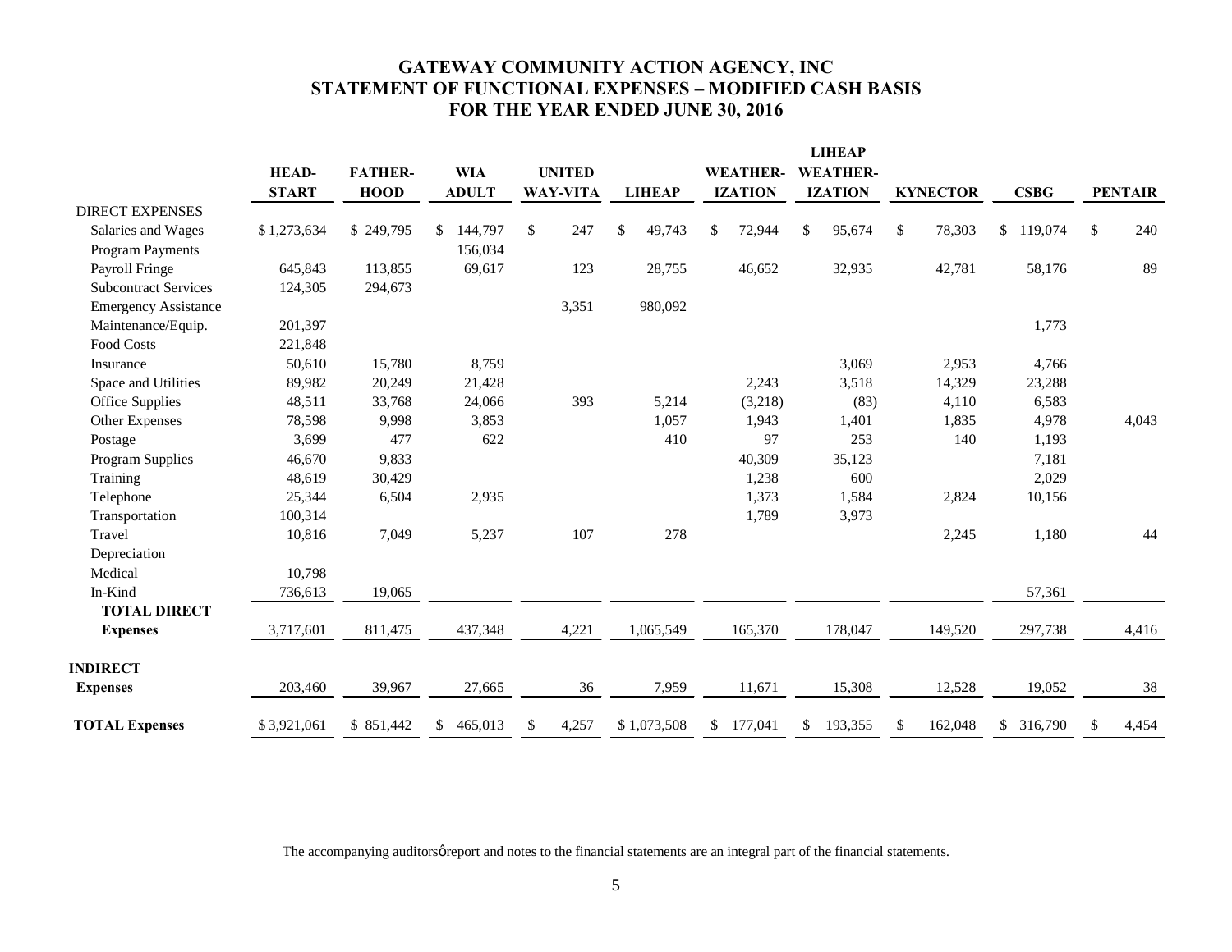# GATEWAY COMMUNITY ACTION AGENCY, INC
# STATEMENT OF FUNCTIONAL EXPENSES – MODIFIED CASH BASIS
# FOR THE YEAR ENDED JUNE 30, 2016

| | HEAD-START | FATHER-HOOD | WIA ADULT | UNITED WAY-VITA | LIHEAP | WEATHER-IZATION | LIHEAP WEATHER-IZATION | KYNECTOR | CSBG | PENTAIR |
|---|---|---|---|---|---|---|---|---|---|---|
| DIRECT EXPENSES | | | | | | | | | | |
| Salaries and Wages | $ 1,273,634 | $ 249,795 | $ 144,797 | $ 247 | $ 49,743 | $ 72,944 | $ 95,674 | $ 78,303 | $ 119,074 | $ 240 |
| Program Payments | | | 156,034 | | | | | | | |
| Payroll Fringe | 645,843 | 113,855 | 69,617 | 123 | 28,755 | 46,652 | 32,935 | 42,781 | 58,176 | 89 |
| Subcontract Services | 124,305 | 294,673 | | | | | | | | |
| Emergency Assistance | | | | 3,351 | 980,092 | | | | | |
| Maintenance/Equip. | 201,397 | | | | | | | | 1,773 | |
| Food Costs | 221,848 | | | | | | | | | |
| Insurance | 50,610 | 15,780 | 8,759 | | | | 3,069 | 2,953 | 4,766 | |
| Space and Utilities | 89,982 | 20,249 | 21,428 | | | 2,243 | 3,518 | 14,329 | 23,288 | |
| Office Supplies | 48,511 | 33,768 | 24,066 | 393 | 5,214 | (3,218) | (83) | 4,110 | 6,583 | |
| Other Expenses | 78,598 | 9,998 | 3,853 | | 1,057 | 1,943 | 1,401 | 1,835 | 4,978 | 4,043 |
| Postage | 3,699 | 477 | 622 | | 410 | 97 | 253 | 140 | 1,193 | |
| Program Supplies | 46,670 | 9,833 | | | | 40,309 | 35,123 | | 7,181 | |
| Training | 48,619 | 30,429 | | | | 1,238 | 600 | | 2,029 | |
| Telephone | 25,344 | 6,504 | 2,935 | | | 1,373 | 1,584 | 2,824 | 10,156 | |
| Transportation | 100,314 | | | | | 1,789 | 3,973 | | | |
| Travel | 10,816 | 7,049 | 5,237 | 107 | 278 | | | 2,245 | 1,180 | 44 |
| Depreciation | | | | | | | | | | |
| Medical | 10,798 | | | | | | | | | |
| In-Kind | 736,613 | 19,065 | | | | | | | 57,361 | |
| **TOTAL DIRECT Expenses** | 3,717,601 | 811,475 | 437,348 | 4,221 | 1,065,549 | 165,370 | 178,047 | 149,520 | 297,738 | 4,416 |
| **INDIRECT Expenses** | 203,460 | 39,967 | 27,665 | 36 | 7,959 | 11,671 | 15,308 | 12,528 | 19,052 | 38 |
| **TOTAL Expenses** | $ 3,921,061 | $ 851,442 | $ 465,013 | $ 4,257 | $ 1,073,508 | $ 177,041 | $ 193,355 | $ 162,048 | $ 316,790 | $ 4,454 |

The accompanying auditorsǿ report and notes to the financial statements are an integral part of the financial statements.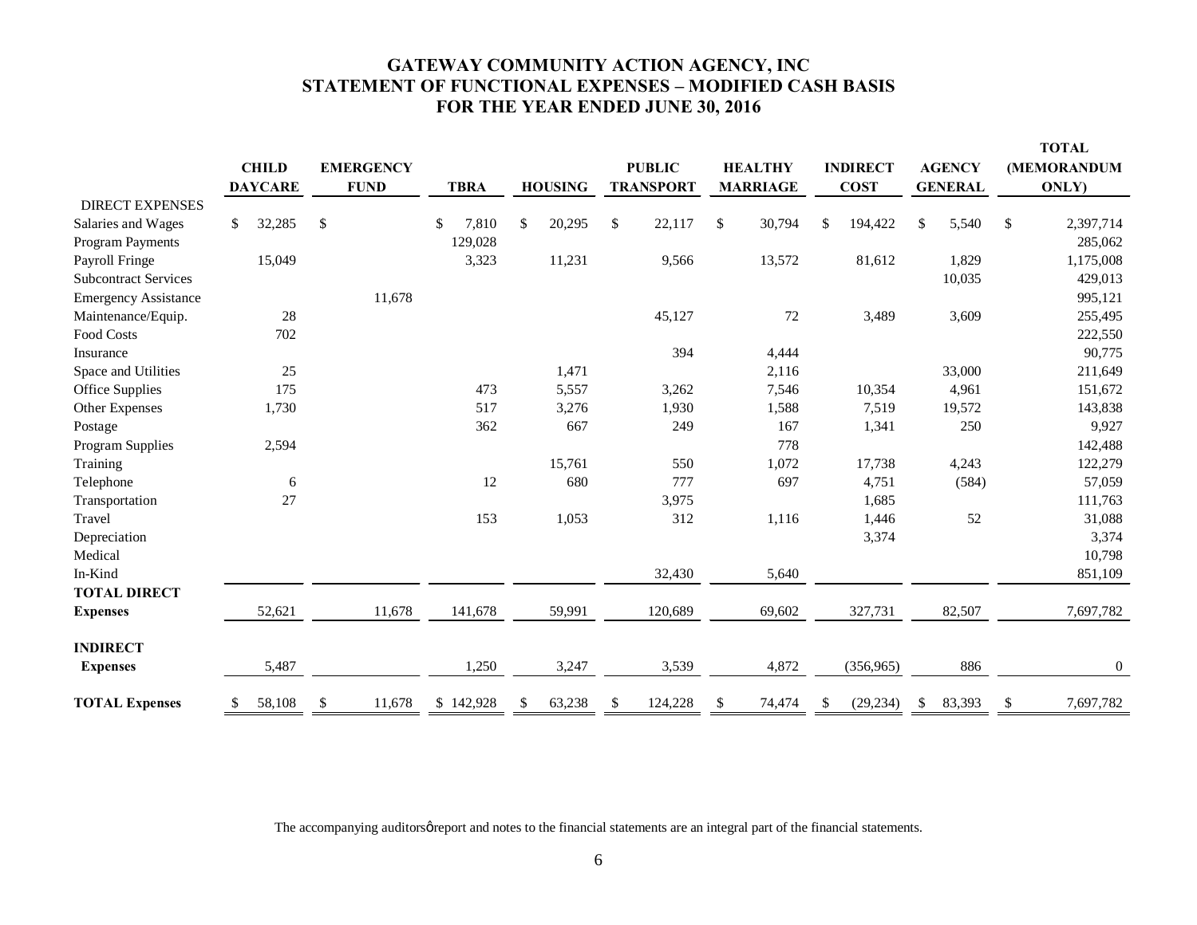# GATEWAY COMMUNITY ACTION AGENCY, INC
# STATEMENT OF FUNCTIONAL EXPENSES – MODIFIED CASH BASIS
# FOR THE YEAR ENDED JUNE 30, 2016

| | CHILD DAYCARE | EMERGENCY FUND | TBRA | HOUSING | PUBLIC TRANSPORT | HEALTHY MARRIAGE | INDIRECT COST | AGENCY GENERAL | TOTAL (MEMORANDUM ONLY) |
|---|---|---|---|---|---|---|---|---|---|
| DIRECT EXPENSES | | | | | | | | | |
| Salaries and Wages | $ 32,285 | $ | $ 7,810 | $ 20,295 | $ 22,117 | $ 30,794 | $ 194,422 | $ 5,540 | $ 2,397,714 |
| Program Payments | | | 129,028 | | | | | | 285,062 |
| Payroll Fringe | 15,049 | | 3,323 | 11,231 | 9,566 | 13,572 | 81,612 | 1,829 | 1,175,008 |
| Subcontract Services | | | | | | | | 10,035 | 429,013 |
| Emergency Assistance | | 11,678 | | | | | | | 995,121 |
| Maintenance/Equip. | 28 | | | | 45,127 | 72 | 3,489 | 3,609 | 255,495 |
| Food Costs | 702 | | | | | | | | 222,550 |
| Insurance | | | | | 394 | 4,444 | | | 90,775 |
| Space and Utilities | 25 | | | 1,471 | | 2,116 | | 33,000 | 211,649 |
| Office Supplies | 175 | | 473 | 5,557 | 3,262 | 7,546 | 10,354 | 4,961 | 151,672 |
| Other Expenses | 1,730 | | 517 | 3,276 | 1,930 | 1,588 | 7,519 | 19,572 | 143,838 |
| Postage | | | 362 | 667 | 249 | 167 | 1,341 | 250 | 9,927 |
| Program Supplies | 2,594 | | | | | 778 | | | 142,488 |
| Training | | | | 15,761 | 550 | 1,072 | 17,738 | 4,243 | 122,279 |
| Telephone | 6 | | 12 | 680 | 777 | 697 | 4,751 | (584) | 57,059 |
| Transportation | 27 | | | | 3,975 | | 1,685 | | 111,763 |
| Travel | | | 153 | 1,053 | 312 | 1,116 | 1,446 | 52 | 31,088 |
| Depreciation | | | | | | | 3,374 | | 3,374 |
| Medical | | | | | | | | | 10,798 |
| In-Kind | | | | | 32,430 | 5,640 | | | 851,109 |
| **TOTAL DIRECT Expenses** | 52,621 | 11,678 | 141,678 | 59,991 | 120,689 | 69,602 | 327,731 | 82,507 | 7,697,782 |
| **INDIRECT Expenses** | 5,487 | | 1,250 | 3,247 | 3,539 | 4,872 | (356,965) | 886 | 0 |
| **TOTAL Expenses** | $ 58,108 | $ 11,678 | $ 142,928 | $ 63,238 | $ 124,228 | $ 74,474 | $ (29,234) | $ 83,393 | $ 7,697,782 |

The accompanying auditorsǿ report and notes to the financial statements are an integral part of the financial statements.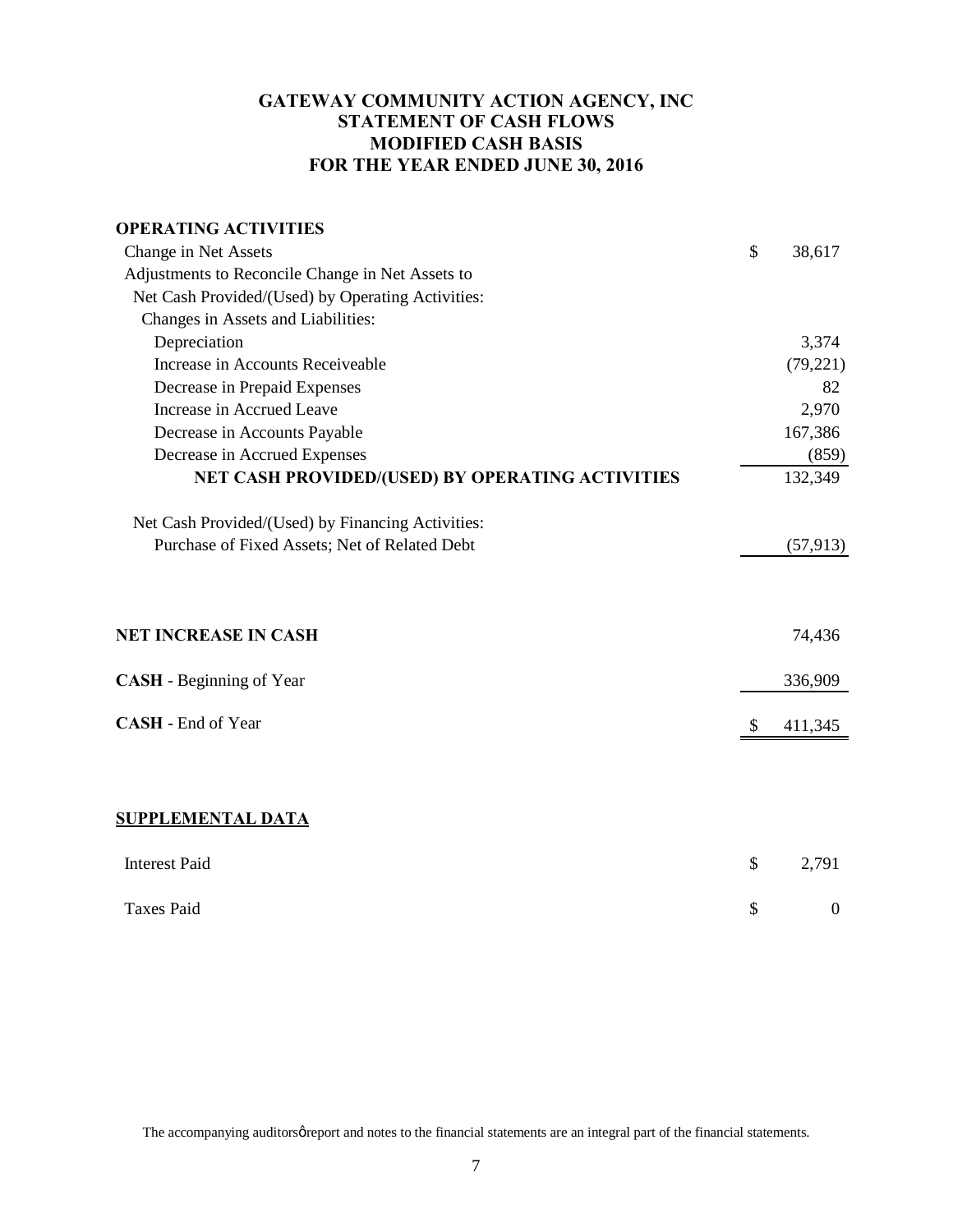# GATEWAY COMMUNITY ACTION AGENCY, INC
## STATEMENT OF CASH FLOWS
## MODIFIED CASH BASIS
## FOR THE YEAR ENDED JUNE 30, 2016

| | |
|---|---|
| **OPERATING ACTIVITIES** | |
| Change in Net Assets | $ 38,617 |
| Adjustments to Reconcile Change in Net Assets to | |
| Net Cash Provided/(Used) by Operating Activities: | |
| Changes in Assets and Liabilities: | |
| Depreciation | 3,374 |
| Increase in Accounts Receiveable | (79,221) |
| Decrease in Prepaid Expenses | 82 |
| Increase in Accrued Leave | 2,970 |
| Decrease in Accounts Payable | 167,386 |
| Decrease in Accrued Expenses | (859) |
| **NET CASH PROVIDED/(USED) BY OPERATING ACTIVITIES** | 132,349 |
| | |
| Net Cash Provided/(Used) by Financing Activities: | |
| Purchase of Fixed Assets; Net of Related Debt | (57,913) |
| | |
| **NET INCREASE IN CASH** | 74,436 |
| | |
| **CASH** - Beginning of Year | 336,909 |
| | |
| **CASH** - End of Year | $ 411,345 |

**SUPPLEMENTAL DATA**

| | |
|---|---|
| Interest Paid | $ 2,791 |
| Taxes Paid | $ 0 |

The accompanying auditorsφreport and notes to the financial statements are an integral part of the financial statements.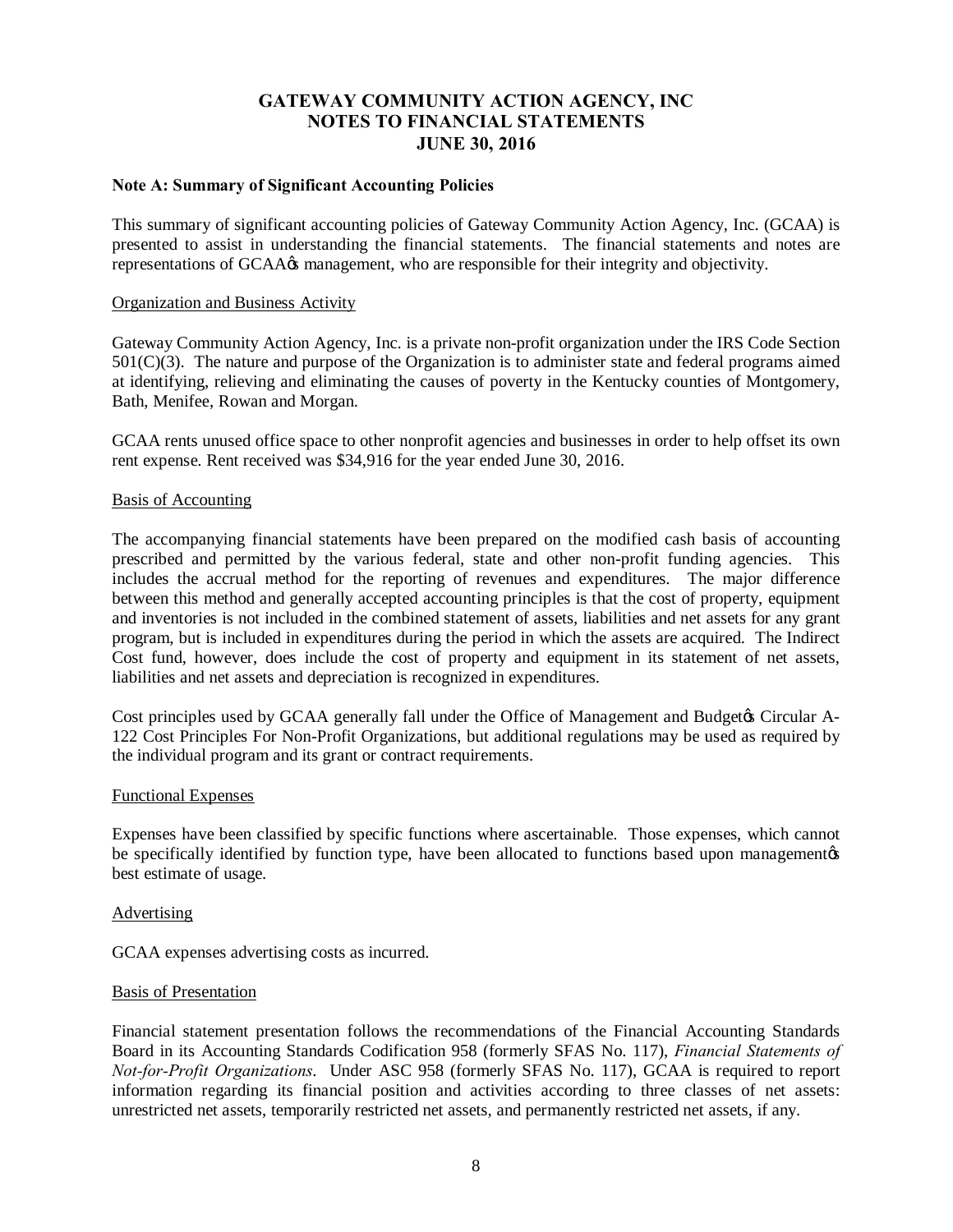# GATEWAY COMMUNITY ACTION AGENCY, INC
# NOTES TO FINANCIAL STATEMENTS
# JUNE 30, 2016

**Note A: Summary of Significant Accounting Policies**

This summary of significant accounting policies of Gateway Community Action Agency, Inc. (GCAA) is presented to assist in understanding the financial statements. The financial statements and notes are representations of GCAA's management, who are responsible for their integrity and objectivity.

Organization and Business Activity

Gateway Community Action Agency, Inc. is a private non-profit organization under the IRS Code Section 501(C)(3). The nature and purpose of the Organization is to administer state and federal programs aimed at identifying, relieving and eliminating the causes of poverty in the Kentucky counties of Montgomery, Bath, Menifee, Rowan and Morgan.

GCAA rents unused office space to other nonprofit agencies and businesses in order to help offset its own rent expense. Rent received was $34,916 for the year ended June 30, 2016.

Basis of Accounting

The accompanying financial statements have been prepared on the modified cash basis of accounting prescribed and permitted by the various federal, state and other non-profit funding agencies. This includes the accrual method for the reporting of revenues and expenditures. The major difference between this method and generally accepted accounting principles is that the cost of property, equipment and inventories is not included in the combined statement of assets, liabilities and net assets for any grant program, but is included in expenditures during the period in which the assets are acquired. The Indirect Cost fund, however, does include the cost of property and equipment in its statement of net assets, liabilities and net assets and depreciation is recognized in expenditures.

Cost principles used by GCAA generally fall under the Office of Management and Budget's Circular A-122 Cost Principles For Non-Profit Organizations, but additional regulations may be used as required by the individual program and its grant or contract requirements.

Functional Expenses

Expenses have been classified by specific functions where ascertainable. Those expenses, which cannot be specifically identified by function type, have been allocated to functions based upon management's best estimate of usage.

Advertising

GCAA expenses advertising costs as incurred.

Basis of Presentation

Financial statement presentation follows the recommendations of the Financial Accounting Standards Board in its Accounting Standards Codification 958 (formerly SFAS No. 117), *Financial Statements of Not-for-Profit Organizations*. Under ASC 958 (formerly SFAS No. 117), GCAA is required to report information regarding its financial position and activities according to three classes of net assets: unrestricted net assets, temporarily restricted net assets, and permanently restricted net assets, if any.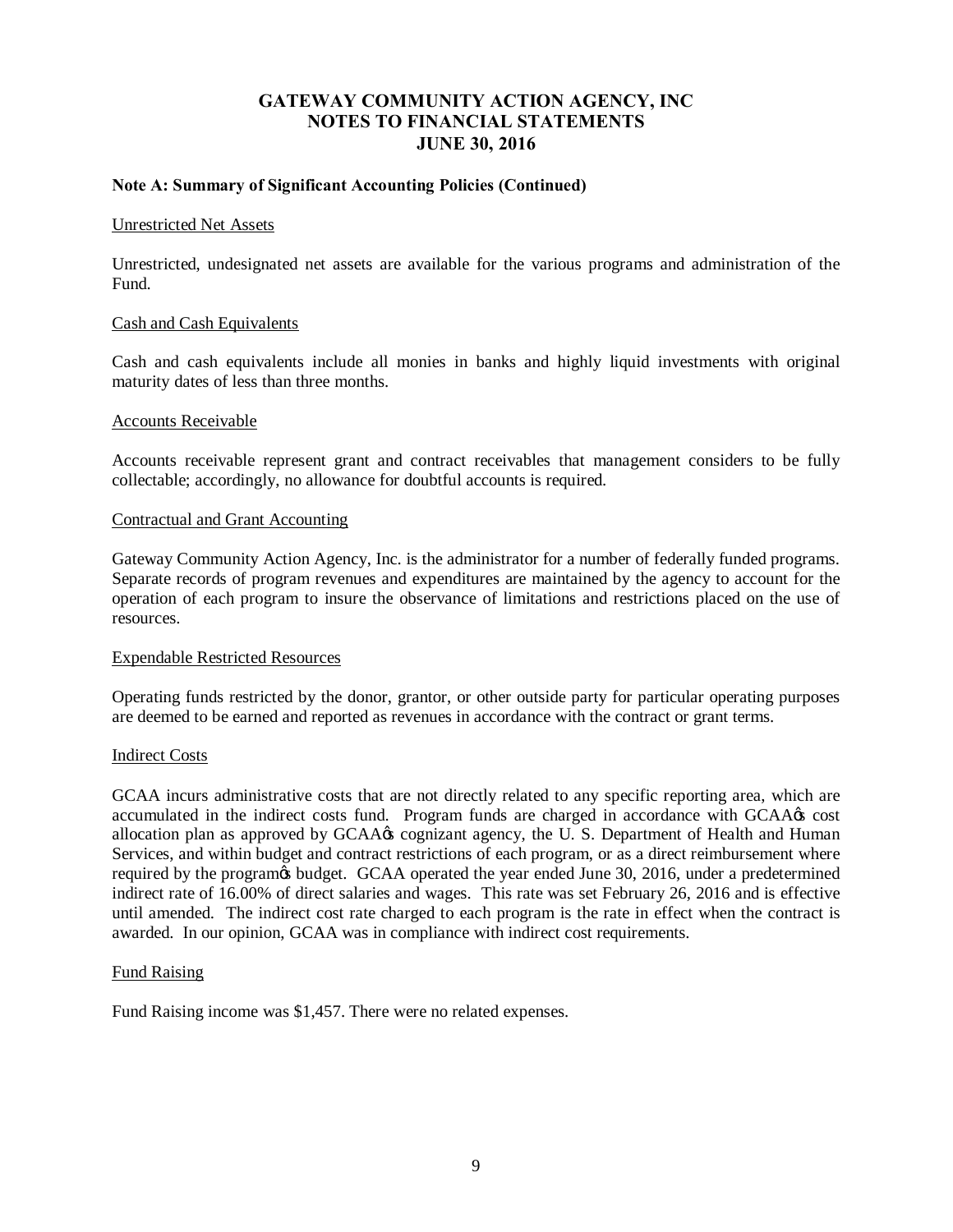# GATEWAY COMMUNITY ACTION AGENCY, INC
# NOTES TO FINANCIAL STATEMENTS
# JUNE 30, 2016

**Note A: Summary of Significant Accounting Policies (Continued)**

Unrestricted Net Assets

Unrestricted, undesignated net assets are available for the various programs and administration of the Fund.

Cash and Cash Equivalents

Cash and cash equivalents include all monies in banks and highly liquid investments with original maturity dates of less than three months.

Accounts Receivable

Accounts receivable represent grant and contract receivables that management considers to be fully collectable; accordingly, no allowance for doubtful accounts is required.

Contractual and Grant Accounting

Gateway Community Action Agency, Inc. is the administrator for a number of federally funded programs. Separate records of program revenues and expenditures are maintained by the agency to account for the operation of each program to insure the observance of limitations and restrictions placed on the use of resources.

Expendable Restricted Resources

Operating funds restricted by the donor, grantor, or other outside party for particular operating purposes are deemed to be earned and reported as revenues in accordance with the contract or grant terms.

Indirect Costs

GCAA incurs administrative costs that are not directly related to any specific reporting area, which are accumulated in the indirect costs fund. Program funds are charged in accordance with GCAA's cost allocation plan as approved by GCAA's cognizant agency, the U. S. Department of Health and Human Services, and within budget and contract restrictions of each program, or as a direct reimbursement where required by the program's budget. GCAA operated the year ended June 30, 2016, under a predetermined indirect rate of 16.00% of direct salaries and wages. This rate was set February 26, 2016 and is effective until amended. The indirect cost rate charged to each program is the rate in effect when the contract is awarded. In our opinion, GCAA was in compliance with indirect cost requirements.

Fund Raising

Fund Raising income was $1,457. There were no related expenses.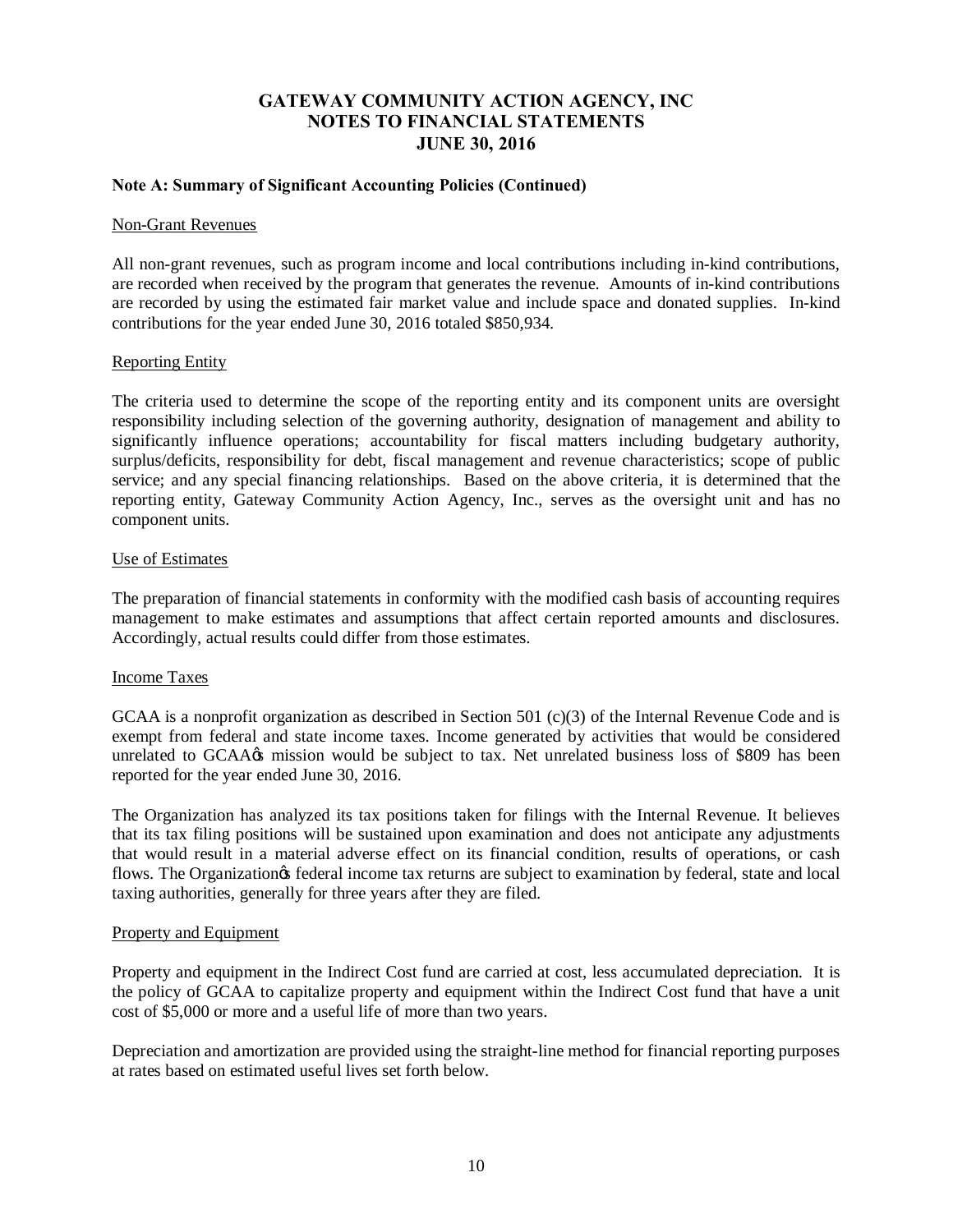# GATEWAY COMMUNITY ACTION AGENCY, INC
# NOTES TO FINANCIAL STATEMENTS
# JUNE 30, 2016

**Note A: Summary of Significant Accounting Policies (Continued)**

Non-Grant Revenues

All non-grant revenues, such as program income and local contributions including in-kind contributions, are recorded when received by the program that generates the revenue. Amounts of in-kind contributions are recorded by using the estimated fair market value and include space and donated supplies. In-kind contributions for the year ended June 30, 2016 totaled $850,934.

Reporting Entity

The criteria used to determine the scope of the reporting entity and its component units are oversight responsibility including selection of the governing authority, designation of management and ability to significantly influence operations; accountability for fiscal matters including budgetary authority, surplus/deficits, responsibility for debt, fiscal management and revenue characteristics; scope of public service; and any special financing relationships. Based on the above criteria, it is determined that the reporting entity, Gateway Community Action Agency, Inc., serves as the oversight unit and has no component units.

Use of Estimates

The preparation of financial statements in conformity with the modified cash basis of accounting requires management to make estimates and assumptions that affect certain reported amounts and disclosures. Accordingly, actual results could differ from those estimates.

Income Taxes

GCAA is a nonprofit organization as described in Section 501 (c)(3) of the Internal Revenue Code and is exempt from federal and state income taxes. Income generated by activities that would be considered unrelated to GCAA's mission would be subject to tax. Net unrelated business loss of $809 has been reported for the year ended June 30, 2016.

The Organization has analyzed its tax positions taken for filings with the Internal Revenue. It believes that its tax filing positions will be sustained upon examination and does not anticipate any adjustments that would result in a material adverse effect on its financial condition, results of operations, or cash flows. The Organization's federal income tax returns are subject to examination by federal, state and local taxing authorities, generally for three years after they are filed.

Property and Equipment

Property and equipment in the Indirect Cost fund are carried at cost, less accumulated depreciation. It is the policy of GCAA to capitalize property and equipment within the Indirect Cost fund that have a unit cost of $5,000 or more and a useful life of more than two years.

Depreciation and amortization are provided using the straight-line method for financial reporting purposes at rates based on estimated useful lives set forth below.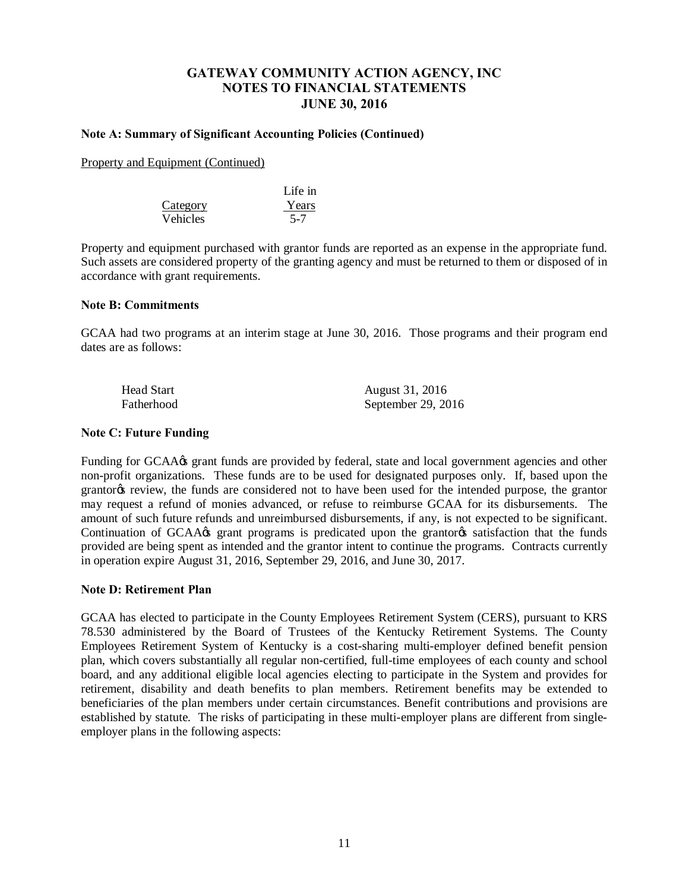# GATEWAY COMMUNITY ACTION AGENCY, INC
## NOTES TO FINANCIAL STATEMENTS
## JUNE 30, 2016

### Note A: Summary of Significant Accounting Policies (Continued)

Property and Equipment (Continued)

| Category | Life in Years |
|---|---|
| Vehicles | 5-7 |

Property and equipment purchased with grantor funds are reported as an expense in the appropriate fund. Such assets are considered property of the granting agency and must be returned to them or disposed of in accordance with grant requirements.

### Note B: Commitments

GCAA had two programs at an interim stage at June 30, 2016. Those programs and their program end dates are as follows:

| | |
|---|---|
| Head Start | August 31, 2016 |
| Fatherhood | September 29, 2016 |

### Note C: Future Funding

Funding for GCAA's grant funds are provided by federal, state and local government agencies and other non-profit organizations. These funds are to be used for designated purposes only. If, based upon the grantor's review, the funds are considered not to have been used for the intended purpose, the grantor may request a refund of monies advanced, or refuse to reimburse GCAA for its disbursements. The amount of such future refunds and unreimbursed disbursements, if any, is not expected to be significant. Continuation of GCAA's grant programs is predicated upon the grantor's satisfaction that the funds provided are being spent as intended and the grantor intent to continue the programs. Contracts currently in operation expire August 31, 2016, September 29, 2016, and June 30, 2017.

### Note D: Retirement Plan

GCAA has elected to participate in the County Employees Retirement System (CERS), pursuant to KRS 78.530 administered by the Board of Trustees of the Kentucky Retirement Systems. The County Employees Retirement System of Kentucky is a cost-sharing multi-employer defined benefit pension plan, which covers substantially all regular non-certified, full-time employees of each county and school board, and any additional eligible local agencies electing to participate in the System and provides for retirement, disability and death benefits to plan members. Retirement benefits may be extended to beneficiaries of the plan members under certain circumstances. Benefit contributions and provisions are established by statute. The risks of participating in these multi-employer plans are different from single-employer plans in the following aspects: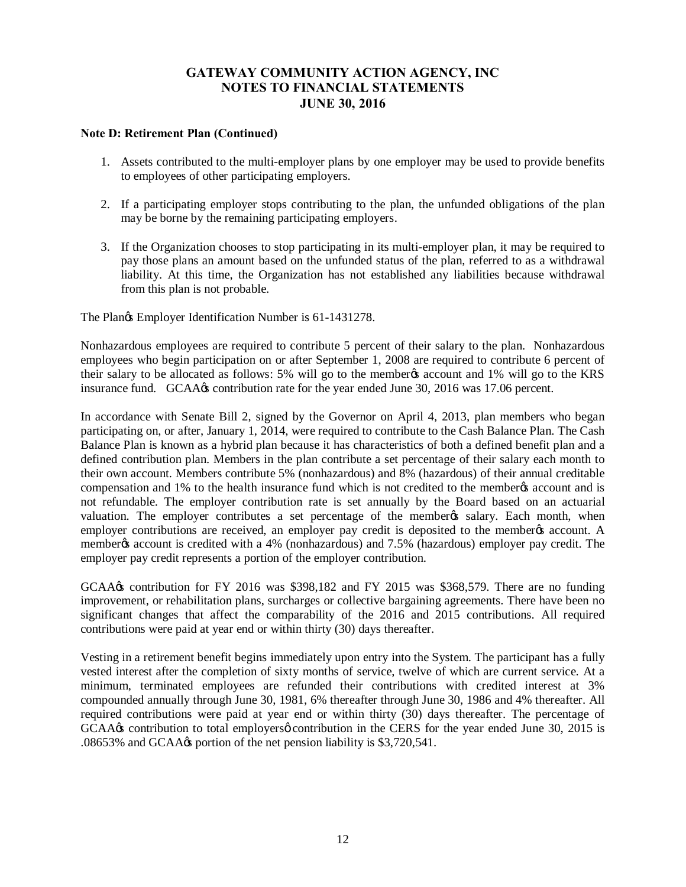# GATEWAY COMMUNITY ACTION AGENCY, INC
## NOTES TO FINANCIAL STATEMENTS
## JUNE 30, 2016

**Note D: Retirement Plan (Continued)**

1. Assets contributed to the multi-employer plans by one employer may be used to provide benefits to employees of other participating employers.

2. If a participating employer stops contributing to the plan, the unfunded obligations of the plan may be borne by the remaining participating employers.

3. If the Organization chooses to stop participating in its multi-employer plan, it may be required to pay those plans an amount based on the unfunded status of the plan, referred to as a withdrawal liability. At this time, the Organization has not established any liabilities because withdrawal from this plan is not probable.

The Plan's Employer Identification Number is 61-1431278.

Nonhazardous employees are required to contribute 5 percent of their salary to the plan. Nonhazardous employees who begin participation on or after September 1, 2008 are required to contribute 6 percent of their salary to be allocated as follows: 5% will go to the member's account and 1% will go to the KRS insurance fund. GCAA's contribution rate for the year ended June 30, 2016 was 17.06 percent.

In accordance with Senate Bill 2, signed by the Governor on April 4, 2013, plan members who began participating on, or after, January 1, 2014, were required to contribute to the Cash Balance Plan. The Cash Balance Plan is known as a hybrid plan because it has characteristics of both a defined benefit plan and a defined contribution plan. Members in the plan contribute a set percentage of their salary each month to their own account. Members contribute 5% (nonhazardous) and 8% (hazardous) of their annual creditable compensation and 1% to the health insurance fund which is not credited to the member's account and is not refundable. The employer contribution rate is set annually by the Board based on an actuarial valuation. The employer contributes a set percentage of the member's salary. Each month, when employer contributions are received, an employer pay credit is deposited to the member's account. A member's account is credited with a 4% (nonhazardous) and 7.5% (hazardous) employer pay credit. The employer pay credit represents a portion of the employer contribution.

GCAA's contribution for FY 2016 was $398,182 and FY 2015 was $368,579. There are no funding improvement, or rehabilitation plans, surcharges or collective bargaining agreements. There have been no significant changes that affect the comparability of the 2016 and 2015 contributions. All required contributions were paid at year end or within thirty (30) days thereafter.

Vesting in a retirement benefit begins immediately upon entry into the System. The participant has a fully vested interest after the completion of sixty months of service, twelve of which are current service. At a minimum, terminated employees are refunded their contributions with credited interest at 3% compounded annually through June 30, 1981, 6% thereafter through June 30, 1986 and 4% thereafter. All required contributions were paid at year end or within thirty (30) days thereafter. The percentage of GCAA's contribution to total employers' contribution in the CERS for the year ended June 30, 2015 is .08653% and GCAA's portion of the net pension liability is $3,720,541.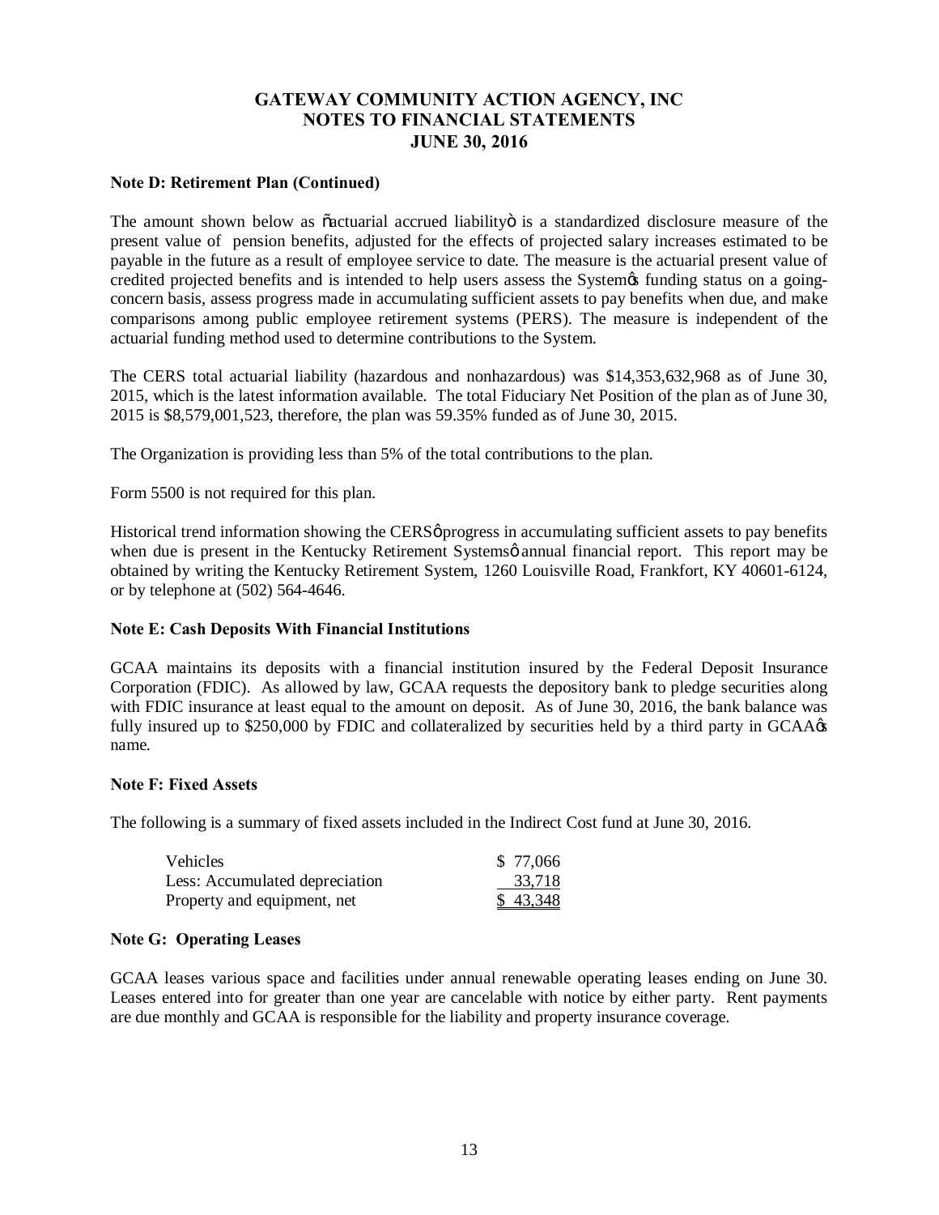# GATEWAY COMMUNITY ACTION AGENCY, INC
## NOTES TO FINANCIAL STATEMENTS
## JUNE 30, 2016

**Note D: Retirement Plan (Continued)**

The amount shown below as "actuarial accrued liability" is a standardized disclosure measure of the present value of pension benefits, adjusted for the effects of projected salary increases estimated to be payable in the future as a result of employee service to date. The measure is the actuarial present value of credited projected benefits and is intended to help users assess the System's funding status on a going-concern basis, assess progress made in accumulating sufficient assets to pay benefits when due, and make comparisons among public employee retirement systems (PERS). The measure is independent of the actuarial funding method used to determine contributions to the System.

The CERS total actuarial liability (hazardous and nonhazardous) was $14,353,632,968 as of June 30, 2015, which is the latest information available. The total Fiduciary Net Position of the plan as of June 30, 2015 is $8,579,001,523, therefore, the plan was 59.35% funded as of June 30, 2015.

The Organization is providing less than 5% of the total contributions to the plan.

Form 5500 is not required for this plan.

Historical trend information showing the CERS' progress in accumulating sufficient assets to pay benefits when due is present in the Kentucky Retirement Systems' annual financial report. This report may be obtained by writing the Kentucky Retirement System, 1260 Louisville Road, Frankfort, KY 40601-6124, or by telephone at (502) 564-4646.

**Note E: Cash Deposits With Financial Institutions**

GCAA maintains its deposits with a financial institution insured by the Federal Deposit Insurance Corporation (FDIC). As allowed by law, GCAA requests the depository bank to pledge securities along with FDIC insurance at least equal to the amount on deposit. As of June 30, 2016, the bank balance was fully insured up to $250,000 by FDIC and collateralized by securities held by a third party in GCAA's name.

**Note F: Fixed Assets**

The following is a summary of fixed assets included in the Indirect Cost fund at June 30, 2016.

| | |
|---|---|
| Vehicles | $ 77,066 |
| Less: Accumulated depreciation | 33,718 |
| Property and equipment, net | $ 43,348 |

**Note G: Operating Leases**

GCAA leases various space and facilities under annual renewable operating leases ending on June 30. Leases entered into for greater than one year are cancelable with notice by either party. Rent payments are due monthly and GCAA is responsible for the liability and property insurance coverage.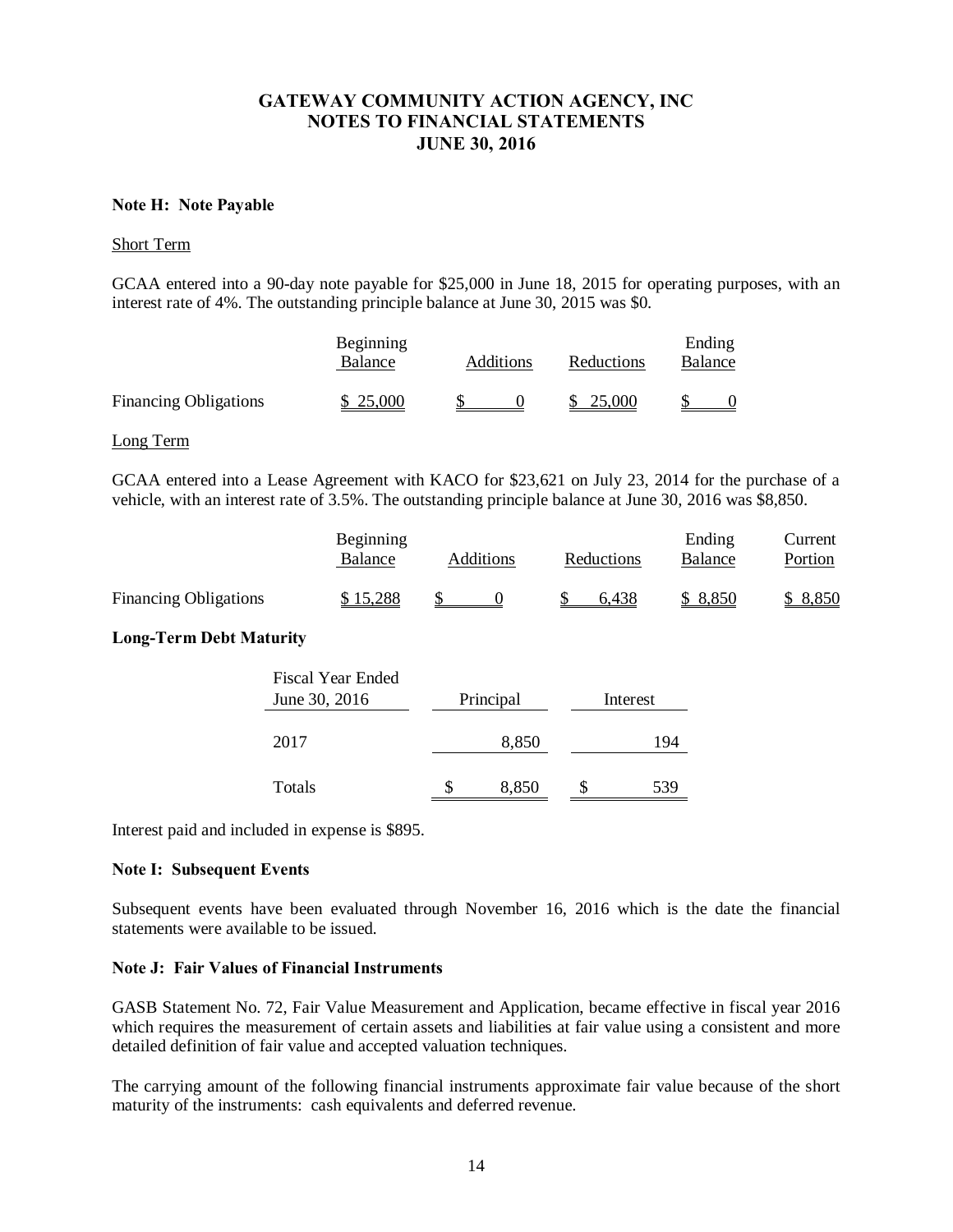## GATEWAY COMMUNITY ACTION AGENCY, INC
## NOTES TO FINANCIAL STATEMENTS
## JUNE 30, 2016

**Note H: Note Payable**

Short Term

GCAA entered into a 90-day note payable for $25,000 in June 18, 2015 for operating purposes, with an interest rate of 4%. The outstanding principle balance at June 30, 2015 was $0.

| | Beginning Balance | Additions | Reductions | Ending Balance |
|---|---|---|---|---|
| Financing Obligations | $ 25,000 | $ 0 | $ 25,000 | $ 0 |

Long Term

GCAA entered into a Lease Agreement with KACO for $23,621 on July 23, 2014 for the purchase of a vehicle, with an interest rate of 3.5%. The outstanding principle balance at June 30, 2016 was $8,850.

| | Beginning Balance | Additions | Reductions | Ending Balance | Current Portion |
|---|---|---|---|---|---|
| Financing Obligations | $ 15,288 | $ 0 | $ 6,438 | $ 8,850 | $ 8,850 |

**Long-Term Debt Maturity**

| Fiscal Year Ended June 30, 2016 | Principal | Interest |
|---|---|---|
| 2017 | 8,850 | 194 |
| Totals | $ 8,850 | $ 539 |

Interest paid and included in expense is $895.

**Note I: Subsequent Events**

Subsequent events have been evaluated through November 16, 2016 which is the date the financial statements were available to be issued.

**Note J: Fair Values of Financial Instruments**

GASB Statement No. 72, Fair Value Measurement and Application, became effective in fiscal year 2016 which requires the measurement of certain assets and liabilities at fair value using a consistent and more detailed definition of fair value and accepted valuation techniques.

The carrying amount of the following financial instruments approximate fair value because of the short maturity of the instruments: cash equivalents and deferred revenue.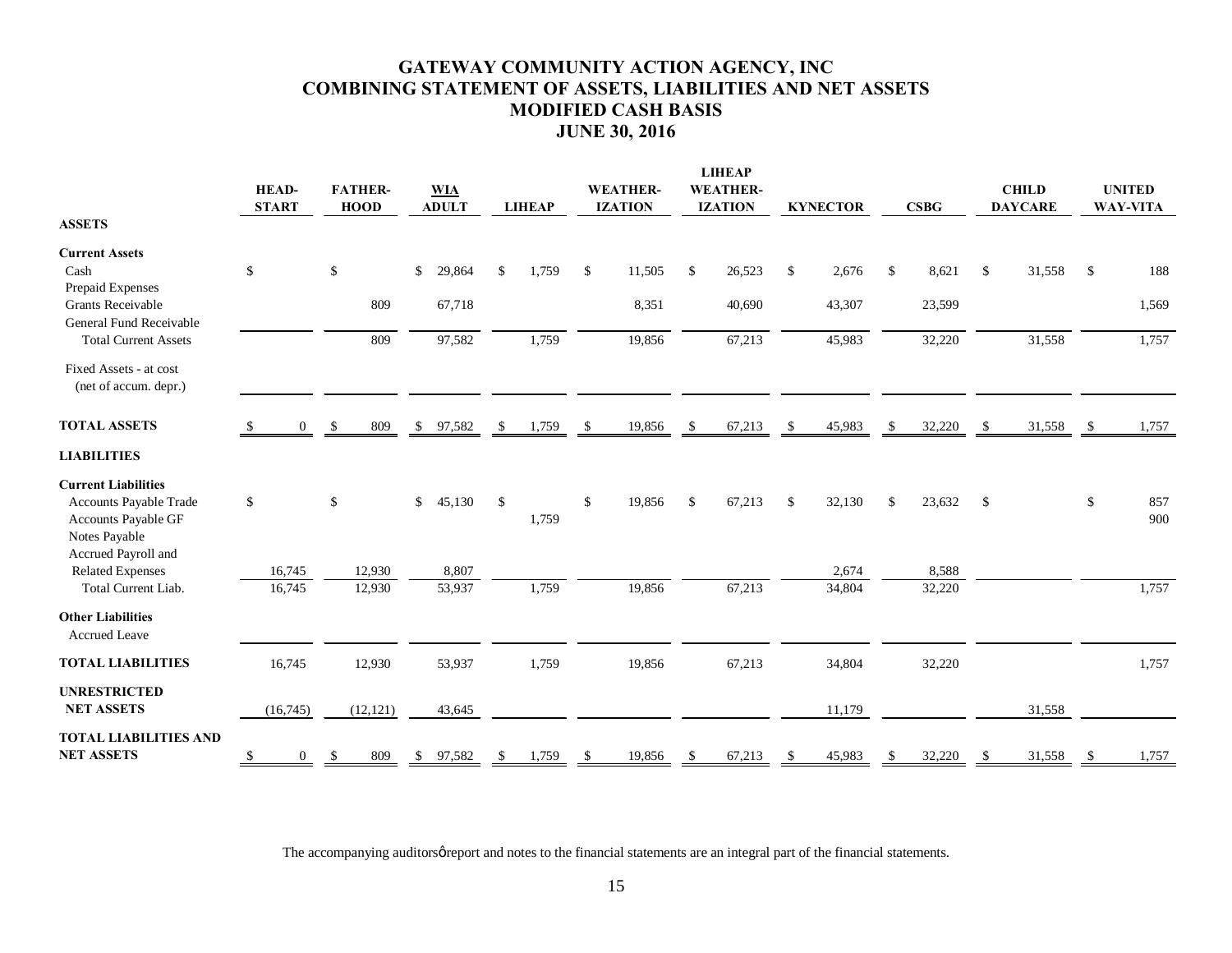# GATEWAY COMMUNITY ACTION AGENCY, INC
## COMBINING STATEMENT OF ASSETS, LIABILITIES AND NET ASSETS
## MODIFIED CASH BASIS
## JUNE 30, 2016

| | HEAD-START | FATHER-HOOD | WIA ADULT | LIHEAP | WEATHER-IZATION | LIHEAP WEATHER-IZATION | KYNECTOR | CSBG | CHILD DAYCARE | UNITED WAY-VITA |
|---|---|---|---|---|---|---|---|---|---|---|
| **ASSETS** | | | | | | | | | | |
| **Current Assets** | | | | | | | | | | |
| Cash | $ | $ | $ 29,864 | $ 1,759 | $ 11,505 | $ 26,523 | $ 2,676 | $ 8,621 | $ 31,558 | $ 188 |
| Prepaid Expenses | | | | | | | | | | |
| Grants Receivable | | 809 | 67,718 | | 8,351 | 40,690 | 43,307 | 23,599 | | 1,569 |
| General Fund Receivable | | | | | | | | | | |
| Total Current Assets | | 809 | 97,582 | 1,759 | 19,856 | 67,213 | 45,983 | 32,220 | 31,558 | 1,757 |
| Fixed Assets - at cost (net of accum. depr.) | | | | | | | | | | |
| **TOTAL ASSETS** | $ 0 | $ 809 | $ 97,582 | $ 1,759 | $ 19,856 | $ 67,213 | $ 45,983 | $ 32,220 | $ 31,558 | $ 1,757 |
| **LIABILITIES** | | | | | | | | | | |
| **Current Liabilities** | | | | | | | | | | |
| Accounts Payable Trade | $ | $ | $ 45,130 | $ | $ 19,856 | $ 67,213 | $ 32,130 | $ 23,632 | $ | $ 857 |
| Accounts Payable GF | | | | 1,759 | | | | | | 900 |
| Notes Payable | | | | | | | | | | |
| Accrued Payroll and Related Expenses | 16,745 | 12,930 | 8,807 | | | | 2,674 | 8,588 | | |
| Total Current Liab. | 16,745 | 12,930 | 53,937 | 1,759 | 19,856 | 67,213 | 34,804 | 32,220 | | 1,757 |
| **Other Liabilities** | | | | | | | | | | |
| Accrued Leave | | | | | | | | | | |
| **TOTAL LIABILITIES** | 16,745 | 12,930 | 53,937 | 1,759 | 19,856 | 67,213 | 34,804 | 32,220 | | 1,757 |
| **UNRESTRICTED NET ASSETS** | (16,745) | (12,121) | 43,645 | | | | 11,179 | | 31,558 | |
| **TOTAL LIABILITIES AND NET ASSETS** | $ 0 | $ 809 | $ 97,582 | $ 1,759 | $ 19,856 | $ 67,213 | $ 45,983 | $ 32,220 | $ 31,558 | $ 1,757 |

The accompanying auditorsφreport and notes to the financial statements are an integral part of the financial statements.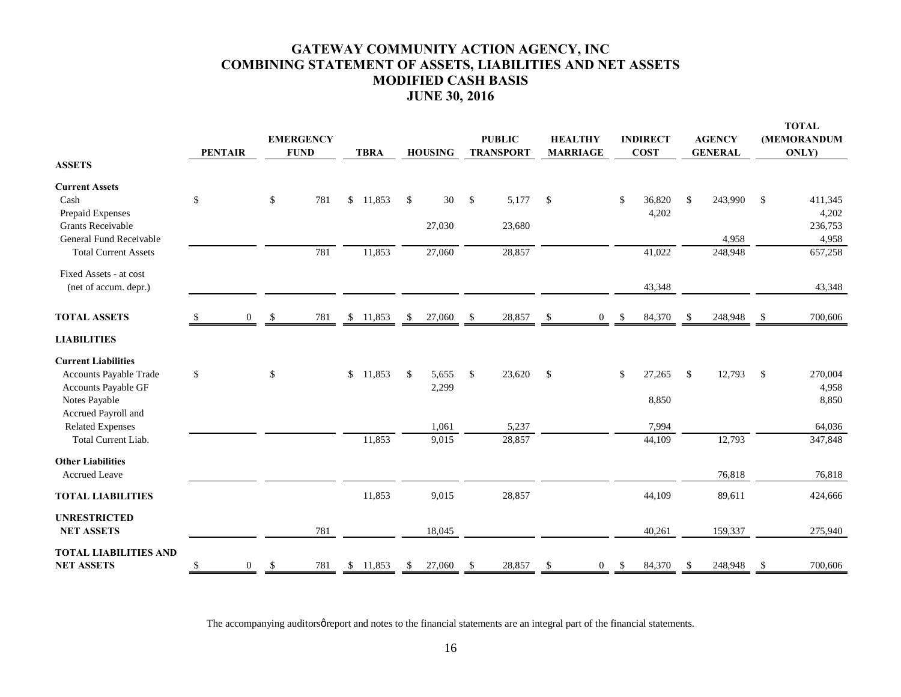# GATEWAY COMMUNITY ACTION AGENCY, INC
# COMBINING STATEMENT OF ASSETS, LIABILITIES AND NET ASSETS
# MODIFIED CASH BASIS
# JUNE 30, 2016

| | PENTAIR | EMERGENCY FUND | TBRA | HOUSING | PUBLIC TRANSPORT | HEALTHY MARRIAGE | INDIRECT COST | AGENCY GENERAL | TOTAL (MEMORANDUM ONLY) |
|---|---|---|---|---|---|---|---|---|---|
| **ASSETS** | | | | | | | | | |
| **Current Assets** | | | | | | | | | |
| Cash | $ | $ 781 | $ 11,853 | $ 30 | $ 5,177 | $ | $ 36,820 | $ 243,990 | $ 411,345 |
| Prepaid Expenses | | | | | | | 4,202 | | 4,202 |
| Grants Receivable | | | | 27,030 | 23,680 | | | | 236,753 |
| General Fund Receivable | | | | | | | | 4,958 | 4,958 |
| Total Current Assets | | 781 | 11,853 | 27,060 | 28,857 | | 41,022 | 248,948 | 657,258 |
| Fixed Assets - at cost (net of accum. depr.) | | | | | | | 43,348 | | 43,348 |
| **TOTAL ASSETS** | $ 0 | $ 781 | $ 11,853 | $ 27,060 | $ 28,857 | $ 0 | $ 84,370 | $ 248,948 | $ 700,606 |
| **LIABILITIES** | | | | | | | | | |
| **Current Liabilities** | | | | | | | | | |
| Accounts Payable Trade | $ | $ | $ 11,853 | $ 5,655 | $ 23,620 | $ | $ 27,265 | $ 12,793 | $ 270,004 |
| Accounts Payable GF | | | | 2,299 | | | | | 4,958 |
| Notes Payable | | | | | | | 8,850 | | 8,850 |
| Accrued Payroll and Related Expenses | | | | 1,061 | 5,237 | | 7,994 | | 64,036 |
| Total Current Liab. | | | 11,853 | 9,015 | 28,857 | | 44,109 | 12,793 | 347,848 |
| **Other Liabilities** | | | | | | | | | |
| Accrued Leave | | | | | | | | 76,818 | 76,818 |
| **TOTAL LIABILITIES** | | | 11,853 | 9,015 | 28,857 | | 44,109 | 89,611 | 424,666 |
| **UNRESTRICTED NET ASSETS** | | 781 | | 18,045 | | | 40,261 | 159,337 | 275,940 |
| **TOTAL LIABILITIES AND NET ASSETS** | $ 0 | $ 781 | $ 11,853 | $ 27,060 | $ 28,857 | $ 0 | $ 84,370 | $ 248,948 | $ 700,606 |

The accompanying auditorsǿ report and notes to the financial statements are an integral part of the financial statements.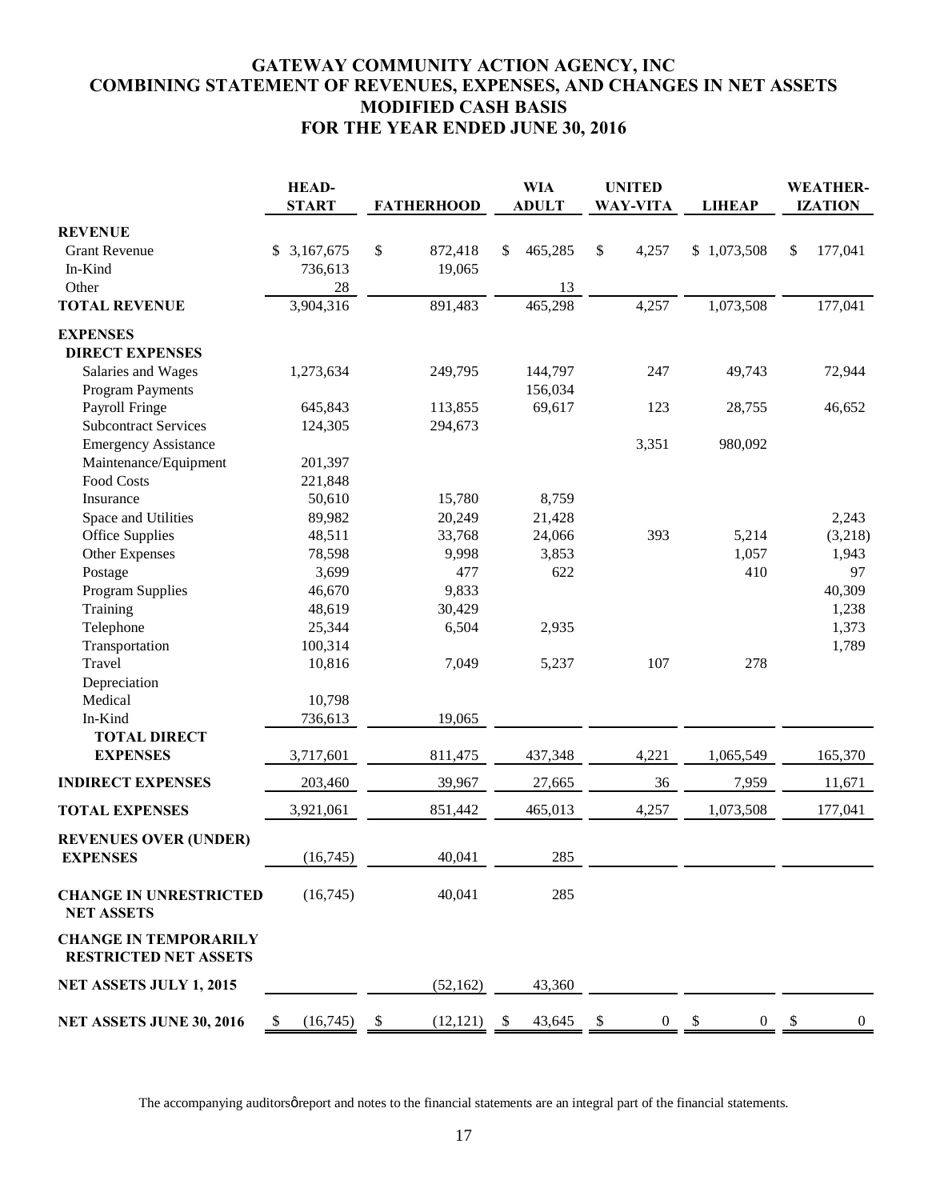# GATEWAY COMMUNITY ACTION AGENCY, INC
## COMBINING STATEMENT OF REVENUES, EXPENSES, AND CHANGES IN NET ASSETS
## MODIFIED CASH BASIS
## FOR THE YEAR ENDED JUNE 30, 2016

| | HEAD-START | FATHERHOOD | WIA ADULT | UNITED WAY-VITA | LIHEAP | WEATHER-IZATION |
|---|---|---|---|---|---|---|
| **REVENUE** | | | | | | |
| Grant Revenue | $ 3,167,675 | $ 872,418 | $ 465,285 | $ 4,257 | $ 1,073,508 | $ 177,041 |
| In-Kind | 736,613 | 19,065 | | | | |
| Other | 28 | | 13 | | | |
| **TOTAL REVENUE** | 3,904,316 | 891,483 | 465,298 | 4,257 | 1,073,508 | 177,041 |
| **EXPENSES** | | | | | | |
| **DIRECT EXPENSES** | | | | | | |
| Salaries and Wages | 1,273,634 | 249,795 | 144,797 | 247 | 49,743 | 72,944 |
| Program Payments | | | 156,034 | | | |
| Payroll Fringe | 645,843 | 113,855 | 69,617 | 123 | 28,755 | 46,652 |
| Subcontract Services | 124,305 | 294,673 | | | | |
| Emergency Assistance | | | | 3,351 | 980,092 | |
| Maintenance/Equipment | 201,397 | | | | | |
| Food Costs | 221,848 | | | | | |
| Insurance | 50,610 | 15,780 | 8,759 | | | |
| Space and Utilities | 89,982 | 20,249 | 21,428 | | | 2,243 |
| Office Supplies | 48,511 | 33,768 | 24,066 | 393 | 5,214 | (3,218) |
| Other Expenses | 78,598 | 9,998 | 3,853 | | 1,057 | 1,943 |
| Postage | 3,699 | 477 | 622 | | 410 | 97 |
| Program Supplies | 46,670 | 9,833 | | | | 40,309 |
| Training | 48,619 | 30,429 | | | | 1,238 |
| Telephone | 25,344 | 6,504 | 2,935 | | | 1,373 |
| Transportation | 100,314 | | | | | 1,789 |
| Travel | 10,816 | 7,049 | 5,237 | 107 | 278 | |
| Depreciation | | | | | | |
| Medical | 10,798 | | | | | |
| In-Kind | 736,613 | 19,065 | | | | |
| **TOTAL DIRECT EXPENSES** | 3,717,601 | 811,475 | 437,348 | 4,221 | 1,065,549 | 165,370 |
| **INDIRECT EXPENSES** | 203,460 | 39,967 | 27,665 | 36 | 7,959 | 11,671 |
| **TOTAL EXPENSES** | 3,921,061 | 851,442 | 465,013 | 4,257 | 1,073,508 | 177,041 |
| **REVENUES OVER (UNDER) EXPENSES** | (16,745) | 40,041 | 285 | | | |
| **CHANGE IN UNRESTRICTED NET ASSETS** | (16,745) | 40,041 | 285 | | | |
| **CHANGE IN TEMPORARILY RESTRICTED NET ASSETS** | | | | | | |
| **NET ASSETS JULY 1, 2015** | | (52,162) | 43,360 | | | |
| **NET ASSETS JUNE 30, 2016** | $ (16,745) | $ (12,121) | $ 43,645 | $ 0 | $ 0 | $ 0 |

The accompanying auditorsø report and notes to the financial statements are an integral part of the financial statements.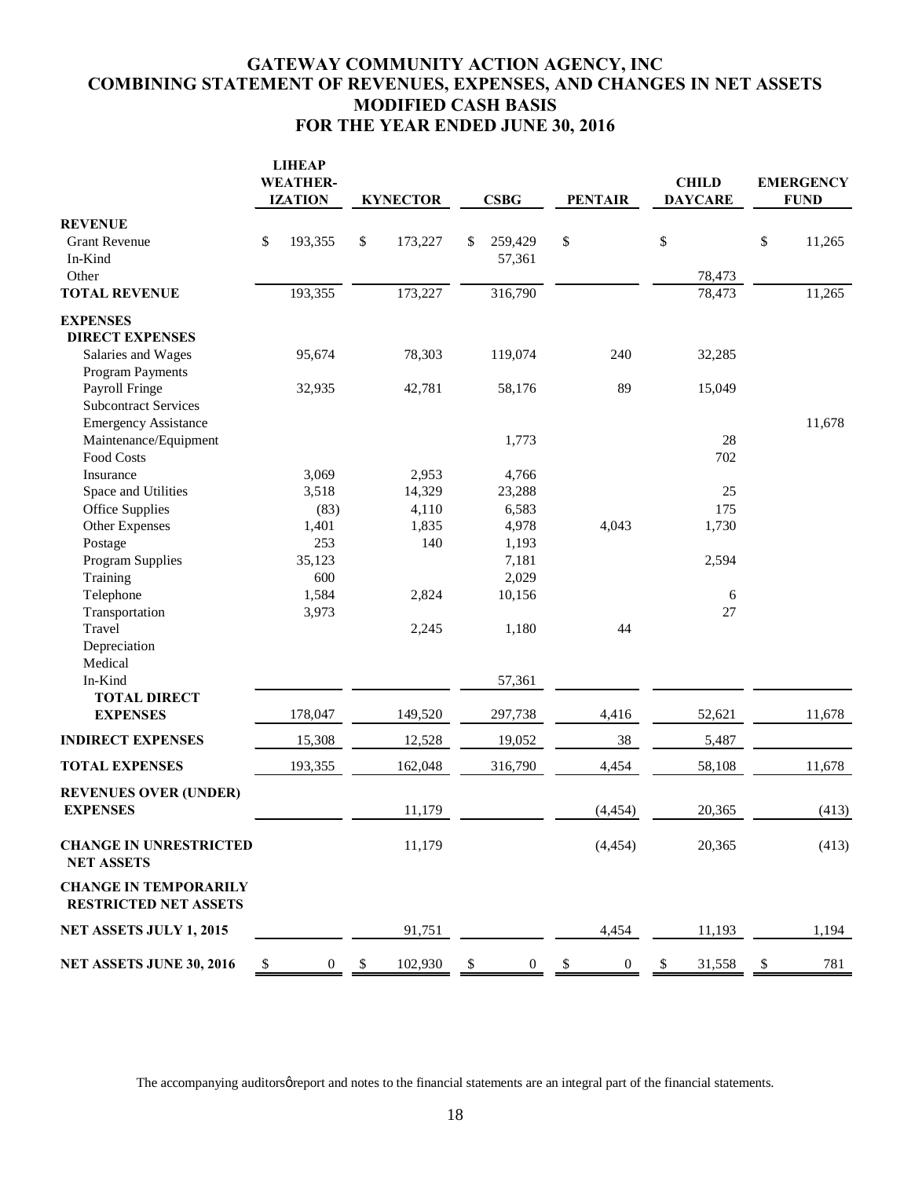# GATEWAY COMMUNITY ACTION AGENCY, INC
## COMBINING STATEMENT OF REVENUES, EXPENSES, AND CHANGES IN NET ASSETS
## MODIFIED CASH BASIS
## FOR THE YEAR ENDED JUNE 30, 2016

| | LIHEAP WEATHER-IZATION | KYNECTOR | CSBG | PENTAIR | CHILD DAYCARE | EMERGENCY FUND |
|---|---|---|---|---|---|---|
| **REVENUE** | | | | | | |
| Grant Revenue | $ 193,355 | $ 173,227 | $ 259,429 | $ | $ | $ 11,265 |
| In-Kind | | | 57,361 | | | |
| Other | | | | | 78,473 | |
| **TOTAL REVENUE** | 193,355 | 173,227 | 316,790 | | 78,473 | 11,265 |
| **EXPENSES** | | | | | | |
| **DIRECT EXPENSES** | | | | | | |
| Salaries and Wages | 95,674 | 78,303 | 119,074 | 240 | 32,285 | |
| Program Payments | | | | | | |
| Payroll Fringe | 32,935 | 42,781 | 58,176 | 89 | 15,049 | |
| Subcontract Services | | | | | | |
| Emergency Assistance | | | | | | 11,678 |
| Maintenance/Equipment | | | 1,773 | | 28 | |
| Food Costs | | | | | 702 | |
| Insurance | 3,069 | 2,953 | 4,766 | | | |
| Space and Utilities | 3,518 | 14,329 | 23,288 | | 25 | |
| Office Supplies | (83) | 4,110 | 6,583 | | 175 | |
| Other Expenses | 1,401 | 1,835 | 4,978 | 4,043 | 1,730 | |
| Postage | 253 | 140 | 1,193 | | | |
| Program Supplies | 35,123 | | 7,181 | | 2,594 | |
| Training | 600 | | 2,029 | | | |
| Telephone | 1,584 | 2,824 | 10,156 | | 6 | |
| Transportation | 3,973 | | | | 27 | |
| Travel | | 2,245 | 1,180 | 44 | | |
| Depreciation | | | | | | |
| Medical | | | | | | |
| In-Kind | | | 57,361 | | | |
| **TOTAL DIRECT EXPENSES** | 178,047 | 149,520 | 297,738 | 4,416 | 52,621 | 11,678 |
| **INDIRECT EXPENSES** | 15,308 | 12,528 | 19,052 | 38 | 5,487 | |
| **TOTAL EXPENSES** | 193,355 | 162,048 | 316,790 | 4,454 | 58,108 | 11,678 |
| **REVENUES OVER (UNDER) EXPENSES** | | 11,179 | | (4,454) | 20,365 | (413) |
| **CHANGE IN UNRESTRICTED NET ASSETS** | | 11,179 | | (4,454) | 20,365 | (413) |
| **CHANGE IN TEMPORARILY RESTRICTED NET ASSETS** | | | | | | |
| **NET ASSETS JULY 1, 2015** | | 91,751 | | 4,454 | 11,193 | 1,194 |
| **NET ASSETS JUNE 30, 2016** | $ 0 | $ 102,930 | $ 0 | $ 0 | $ 31,558 | $ 781 |

The accompanying auditors' report and notes to the financial statements are an integral part of the financial statements.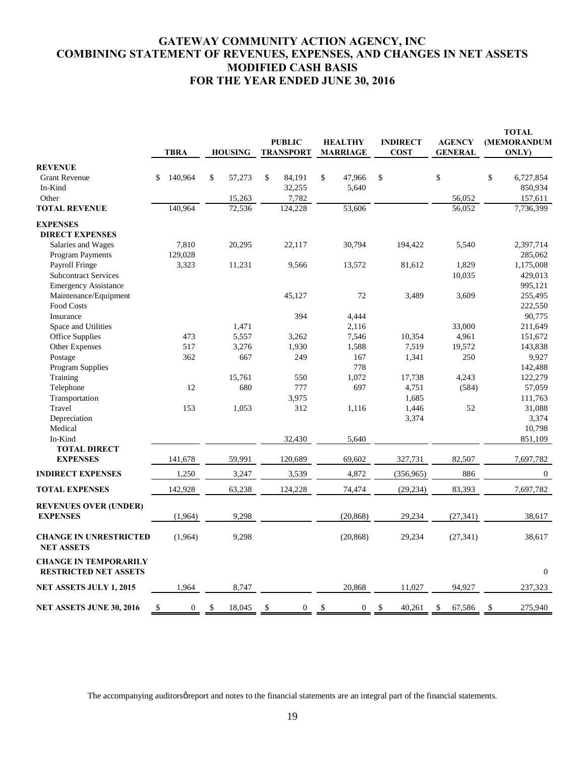# GATEWAY COMMUNITY ACTION AGENCY, INC
# COMBINING STATEMENT OF REVENUES, EXPENSES, AND CHANGES IN NET ASSETS
# MODIFIED CASH BASIS
# FOR THE YEAR ENDED JUNE 30, 2016

| | TBRA | HOUSING | PUBLIC TRANSPORT | HEALTHY MARRIAGE | INDIRECT COST | AGENCY GENERAL | TOTAL (MEMORANDUM ONLY) |
|---|---|---|---|---|---|---|---|
| **REVENUE** | | | | | | | |
| Grant Revenue | $ 140,964 | $ 57,273 | $ 84,191 | $ 47,966 | $ | $ | $ 6,727,854 |
| In-Kind | | | 32,255 | 5,640 | | | 850,934 |
| Other | | 15,263 | 7,782 | | | 56,052 | 157,611 |
| **TOTAL REVENUE** | 140,964 | 72,536 | 124,228 | 53,606 | | 56,052 | 7,736,399 |
| **EXPENSES** | | | | | | | |
| **DIRECT EXPENSES** | | | | | | | |
| Salaries and Wages | 7,810 | 20,295 | 22,117 | 30,794 | 194,422 | 5,540 | 2,397,714 |
| Program Payments | 129,028 | | | | | | 285,062 |
| Payroll Fringe | 3,323 | 11,231 | 9,566 | 13,572 | 81,612 | 1,829 | 1,175,008 |
| Subcontract Services | | | | | | 10,035 | 429,013 |
| Emergency Assistance | | | | | | | 995,121 |
| Maintenance/Equipment | | | 45,127 | 72 | 3,489 | 3,609 | 255,495 |
| Food Costs | | | | | | | 222,550 |
| Insurance | | | 394 | 4,444 | | | 90,775 |
| Space and Utilities | | 1,471 | | 2,116 | | 33,000 | 211,649 |
| Office Supplies | 473 | 5,557 | 3,262 | 7,546 | 10,354 | 4,961 | 151,672 |
| Other Expenses | 517 | 3,276 | 1,930 | 1,588 | 7,519 | 19,572 | 143,838 |
| Postage | 362 | 667 | 249 | 167 | 1,341 | 250 | 9,927 |
| Program Supplies | | | | 778 | | | 142,488 |
| Training | | 15,761 | 550 | 1,072 | 17,738 | 4,243 | 122,279 |
| Telephone | 12 | 680 | 777 | 697 | 4,751 | (584) | 57,059 |
| Transportation | | | 3,975 | | 1,685 | | 111,763 |
| Travel | 153 | 1,053 | 312 | 1,116 | 1,446 | 52 | 31,088 |
| Depreciation | | | | | 3,374 | | 3,374 |
| Medical | | | | | | | 10,798 |
| In-Kind | | | 32,430 | 5,640 | | | 851,109 |
| **TOTAL DIRECT EXPENSES** | 141,678 | 59,991 | 120,689 | 69,602 | 327,731 | 82,507 | 7,697,782 |
| **INDIRECT EXPENSES** | 1,250 | 3,247 | 3,539 | 4,872 | (356,965) | 886 | 0 |
| **TOTAL EXPENSES** | 142,928 | 63,238 | 124,228 | 74,474 | (29,234) | 83,393 | 7,697,782 |
| **REVENUES OVER (UNDER) EXPENSES** | (1,964) | 9,298 | | (20,868) | 29,234 | (27,341) | 38,617 |
| **CHANGE IN UNRESTRICTED NET ASSETS** | (1,964) | 9,298 | | (20,868) | 29,234 | (27,341) | 38,617 |
| **CHANGE IN TEMPORARILY RESTRICTED NET ASSETS** | | | | | | | 0 |
| **NET ASSETS JULY 1, 2015** | 1,964 | 8,747 | | 20,868 | 11,027 | 94,927 | 237,323 |
| **NET ASSETS JUNE 30, 2016** | $ 0 | $ 18,045 | $ 0 | $ 0 | $ 40,261 | $ 67,586 | $ 275,940 |

The accompanying auditorsǿ report and notes to the financial statements are an integral part of the financial statements.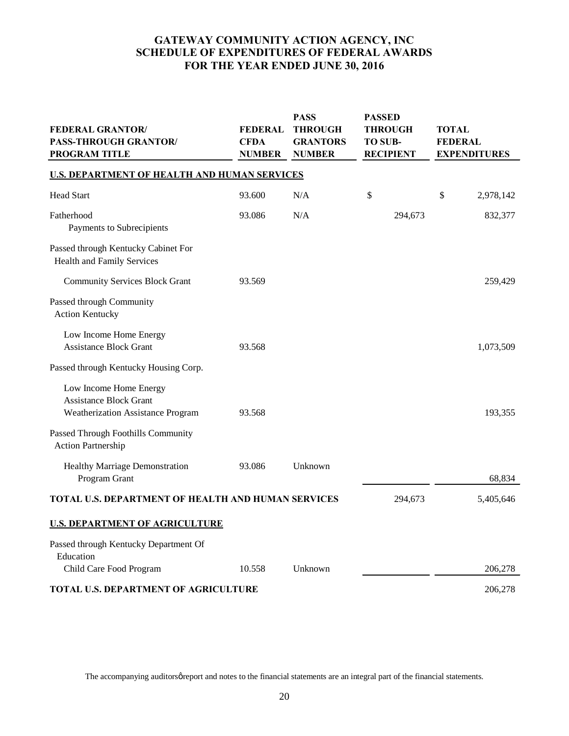# GATEWAY COMMUNITY ACTION AGENCY, INC
## SCHEDULE OF EXPENDITURES OF FEDERAL AWARDS
## FOR THE YEAR ENDED JUNE 30, 2016

| FEDERAL GRANTOR/ PASS-THROUGH GRANTOR/ PROGRAM TITLE | FEDERAL CFDA NUMBER | PASS THROUGH GRANTORS NUMBER | PASSED THROUGH TO SUB-RECIPIENT | TOTAL FEDERAL EXPENDITURES |
|---|---|---|---|---|
| **U.S. DEPARTMENT OF HEALTH AND HUMAN SERVICES** | | | | |
| Head Start | 93.600 | N/A | $ | $ 2,978,142 |
| Fatherhood Payments to Subrecipients | 93.086 | N/A | 294,673 | 832,377 |
| Passed through Kentucky Cabinet For Health and Family Services | | | | |
| Community Services Block Grant | 93.569 | | | 259,429 |
| Passed through Community Action Kentucky | | | | |
| Low Income Home Energy Assistance Block Grant | 93.568 | | | 1,073,509 |
| Passed through Kentucky Housing Corp. | | | | |
| Low Income Home Energy Assistance Block Grant Weatherization Assistance Program | 93.568 | | | 193,355 |
| Passed Through Foothills Community Action Partnership | | | | |
| Healthy Marriage Demonstration Program Grant | 93.086 | Unknown | | 68,834 |
| **TOTAL U.S. DEPARTMENT OF HEALTH AND HUMAN SERVICES** | | | 294,673 | 5,405,646 |
| **U.S. DEPARTMENT OF AGRICULTURE** | | | | |
| Passed through Kentucky Department Of Education Child Care Food Program | 10.558 | Unknown | | 206,278 |
| **TOTAL U.S. DEPARTMENT OF AGRICULTURE** | | | | 206,278 |

The accompanying auditors' report and notes to the financial statements are an integral part of the financial statements.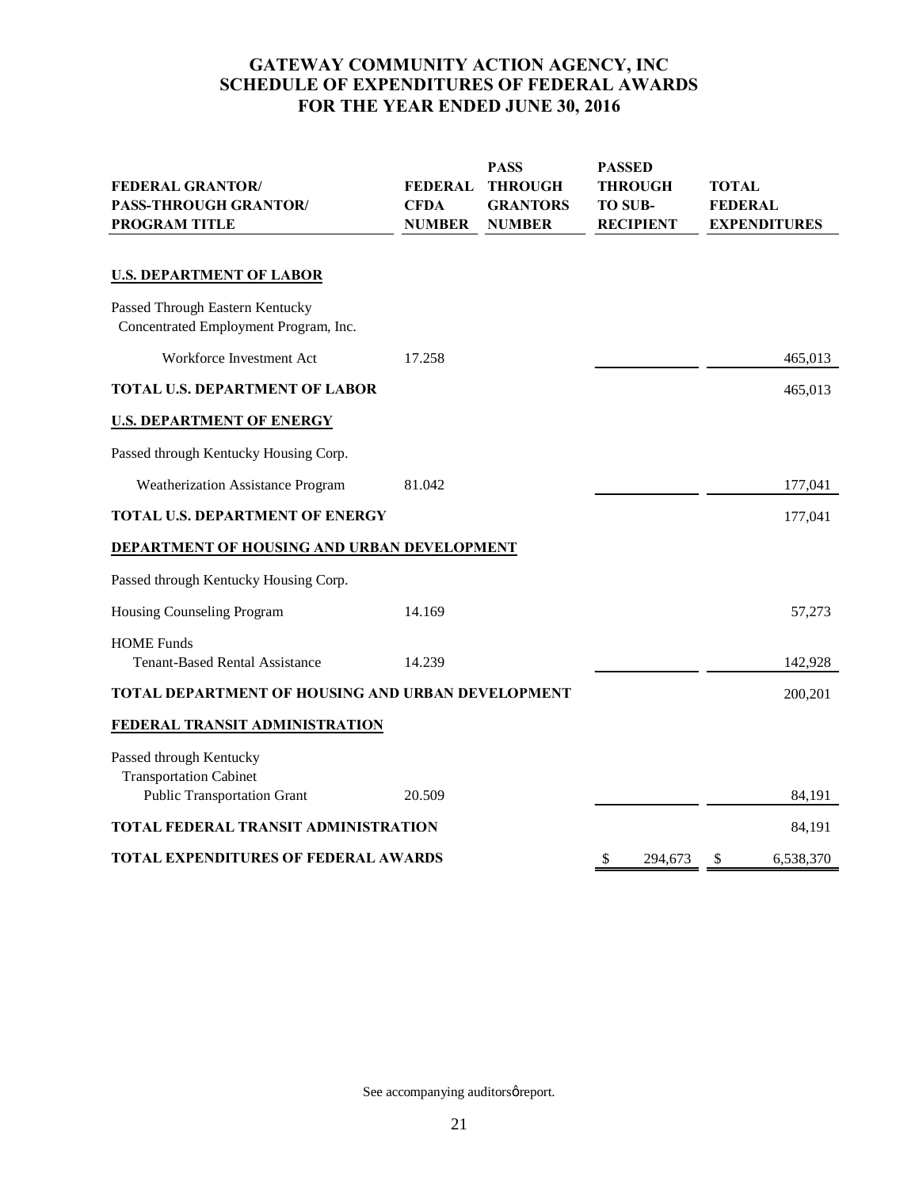# GATEWAY COMMUNITY ACTION AGENCY, INC
## SCHEDULE OF EXPENDITURES OF FEDERAL AWARDS
## FOR THE YEAR ENDED JUNE 30, 2016

| FEDERAL GRANTOR/ PASS-THROUGH GRANTOR/ PROGRAM TITLE | FEDERAL CFDA NUMBER | PASS THROUGH GRANTORS NUMBER | PASSED THROUGH TO SUB-RECIPIENT | TOTAL FEDERAL EXPENDITURES |
|---|---|---|---|---|
| **U.S. DEPARTMENT OF LABOR** | | | | |
| Passed Through Eastern Kentucky Concentrated Employment Program, Inc. | | | | |
| Workforce Investment Act | 17.258 | | | 465,013 |
| **TOTAL U.S. DEPARTMENT OF LABOR** | | | | 465,013 |
| **U.S. DEPARTMENT OF ENERGY** | | | | |
| Passed through Kentucky Housing Corp. | | | | |
| Weatherization Assistance Program | 81.042 | | | 177,041 |
| **TOTAL U.S. DEPARTMENT OF ENERGY** | | | | 177,041 |
| **DEPARTMENT OF HOUSING AND URBAN DEVELOPMENT** | | | | |
| Passed through Kentucky Housing Corp. | | | | |
| Housing Counseling Program | 14.169 | | | 57,273 |
| HOME Funds Tenant-Based Rental Assistance | 14.239 | | | 142,928 |
| **TOTAL DEPARTMENT OF HOUSING AND URBAN DEVELOPMENT** | | | | 200,201 |
| **FEDERAL TRANSIT ADMINISTRATION** | | | | |
| Passed through Kentucky Transportation Cabinet Public Transportation Grant | 20.509 | | | 84,191 |
| **TOTAL FEDERAL TRANSIT ADMINISTRATION** | | | | 84,191 |
| **TOTAL EXPENDITURES OF FEDERAL AWARDS** | | | $ 294,673 | $ 6,538,370 |

See accompanying auditorsø report.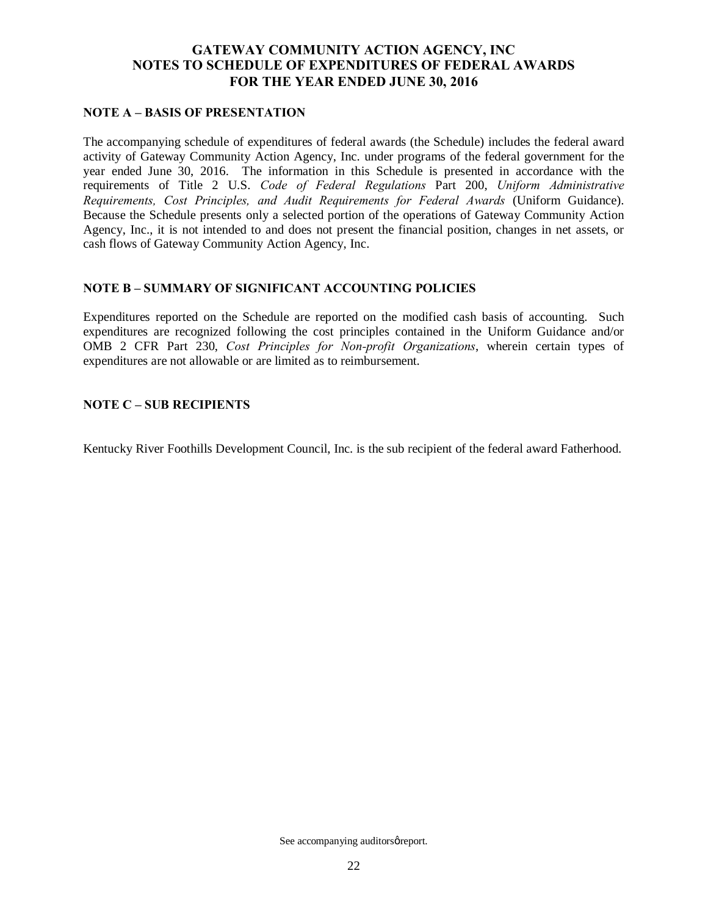# GATEWAY COMMUNITY ACTION AGENCY, INC
# NOTES TO SCHEDULE OF EXPENDITURES OF FEDERAL AWARDS
# FOR THE YEAR ENDED JUNE 30, 2016

## NOTE A – BASIS OF PRESENTATION

The accompanying schedule of expenditures of federal awards (the Schedule) includes the federal award activity of Gateway Community Action Agency, Inc. under programs of the federal government for the year ended June 30, 2016. The information in this Schedule is presented in accordance with the requirements of Title 2 U.S. *Code of Federal Regulations* Part 200, *Uniform Administrative Requirements, Cost Principles, and Audit Requirements for Federal Awards* (Uniform Guidance). Because the Schedule presents only a selected portion of the operations of Gateway Community Action Agency, Inc., it is not intended to and does not present the financial position, changes in net assets, or cash flows of Gateway Community Action Agency, Inc.

## NOTE B – SUMMARY OF SIGNIFICANT ACCOUNTING POLICIES

Expenditures reported on the Schedule are reported on the modified cash basis of accounting. Such expenditures are recognized following the cost principles contained in the Uniform Guidance and/or OMB 2 CFR Part 230, *Cost Principles for Non-profit Organizations*, wherein certain types of expenditures are not allowable or are limited as to reimbursement.

## NOTE C – SUB RECIPIENTS

Kentucky River Foothills Development Council, Inc. is the sub recipient of the federal award Fatherhood.

See accompanying auditors' report.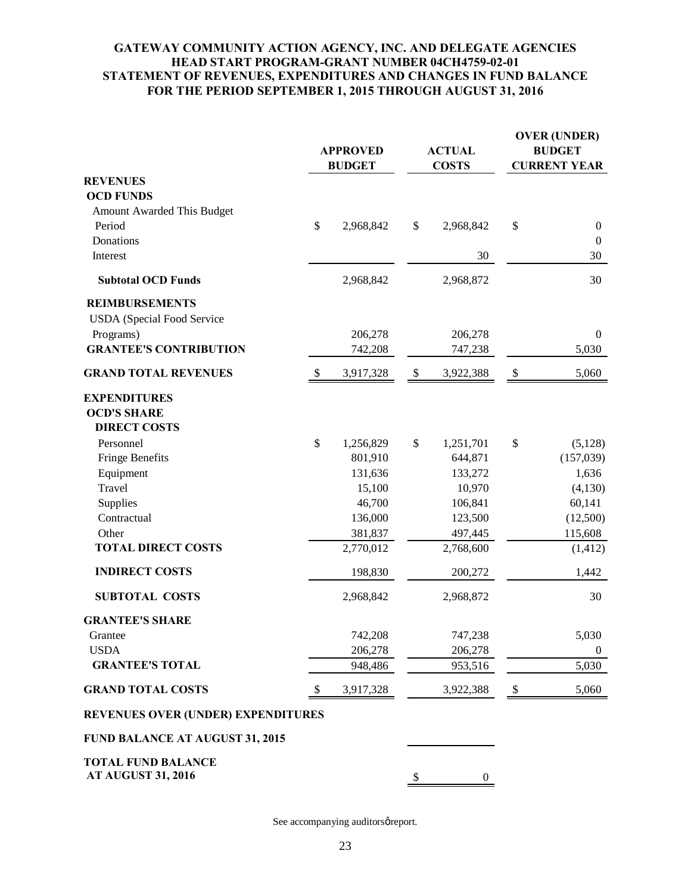**GATEWAY COMMUNITY ACTION AGENCY, INC. AND DELEGATE AGENCIES**
**HEAD START PROGRAM-GRANT NUMBER 04CH4759-02-01**
**STATEMENT OF REVENUES, EXPENDITURES AND CHANGES IN FUND BALANCE**
**FOR THE PERIOD SEPTEMBER 1, 2015 THROUGH AUGUST 31, 2016**

| | APPROVED BUDGET | ACTUAL COSTS | OVER (UNDER) BUDGET CURRENT YEAR |
|---|---|---|---|
| **REVENUES** | | | |
| **OCD FUNDS** | | | |
| Amount Awarded This Budget Period | $ 2,968,842 | $ 2,968,842 | $ 0 |
| Donations | | | 0 |
| Interest | | 30 | 30 |
| **Subtotal OCD Funds** | 2,968,842 | 2,968,872 | 30 |
| **REIMBURSEMENTS** | | | |
| USDA (Special Food Service Programs) | 206,278 | 206,278 | 0 |
| **GRANTEE'S CONTRIBUTION** | 742,208 | 747,238 | 5,030 |
| **GRAND TOTAL REVENUES** | $ 3,917,328 | $ 3,922,388 | $ 5,060 |
| **EXPENDITURES** | | | |
| **OCD'S SHARE** | | | |
| **DIRECT COSTS** | | | |
| Personnel | $ 1,256,829 | $ 1,251,701 | $ (5,128) |
| Fringe Benefits | 801,910 | 644,871 | (157,039) |
| Equipment | 131,636 | 133,272 | 1,636 |
| Travel | 15,100 | 10,970 | (4,130) |
| Supplies | 46,700 | 106,841 | 60,141 |
| Contractual | 136,000 | 123,500 | (12,500) |
| Other | 381,837 | 497,445 | 115,608 |
| **TOTAL DIRECT COSTS** | 2,770,012 | 2,768,600 | (1,412) |
| **INDIRECT COSTS** | 198,830 | 200,272 | 1,442 |
| **SUBTOTAL COSTS** | 2,968,842 | 2,968,872 | 30 |
| **GRANTEE'S SHARE** | | | |
| Grantee | 742,208 | 747,238 | 5,030 |
| USDA | 206,278 | 206,278 | 0 |
| **GRANTEE'S TOTAL** | 948,486 | 953,516 | 5,030 |
| **GRAND TOTAL COSTS** | $ 3,917,328 | 3,922,388 | $ 5,060 |
| **REVENUES OVER (UNDER) EXPENDITURES** | | | |
| **FUND BALANCE AT AUGUST 31, 2015** | | | |
| **TOTAL FUND BALANCE AT AUGUST 31, 2016** | | $ 0 | |

See accompanying auditorsǿ report.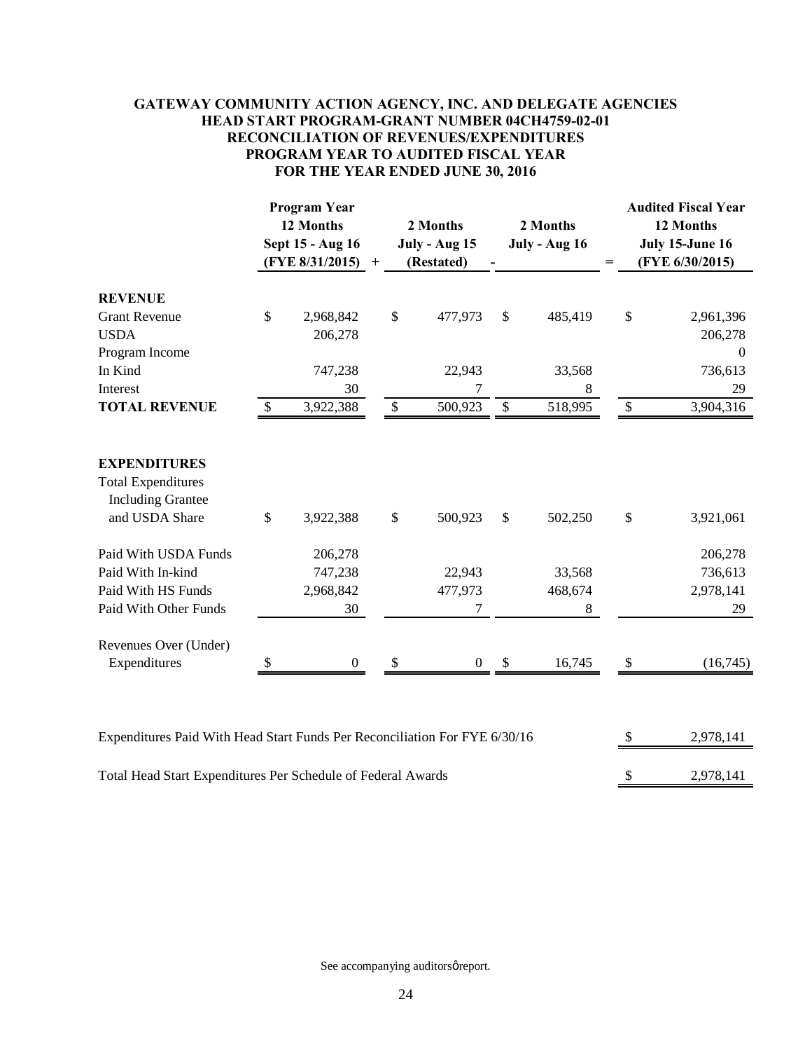# GATEWAY COMMUNITY ACTION AGENCY, INC. AND DELEGATE AGENCIES
## HEAD START PROGRAM-GRANT NUMBER 04CH4759-02-01
## RECONCILIATION OF REVENUES/EXPENDITURES
## PROGRAM YEAR TO AUDITED FISCAL YEAR
## FOR THE YEAR ENDED JUNE 30, 2016

| | Program Year 12 Months Sept 15 - Aug 16 (FYE 8/31/2015) | + | 2 Months July - Aug 15 (Restated) | - | 2 Months July - Aug 16 | = | Audited Fiscal Year 12 Months July 15-June 16 (FYE 6/30/2015) |
|---|---|---|---|---|---|---|---|
| **REVENUE** | | | | | | | |
| Grant Revenue | $ 2,968,842 | | $ 477,973 | | $ 485,419 | | $ 2,961,396 |
| USDA | 206,278 | | | | | | 206,278 |
| Program Income | | | | | | | 0 |
| In Kind | 747,238 | | 22,943 | | 33,568 | | 736,613 |
| Interest | 30 | | 7 | | 8 | | 29 |
| **TOTAL REVENUE** | $ 3,922,388 | | $ 500,923 | | $ 518,995 | | $ 3,904,316 |
| | | | | | | | |
| **EXPENDITURES** | | | | | | | |
| Total Expenditures Including Grantee and USDA Share | $ 3,922,388 | | $ 500,923 | | $ 502,250 | | $ 3,921,061 |
| Paid With USDA Funds | 206,278 | | | | | | 206,278 |
| Paid With In-kind | 747,238 | | 22,943 | | 33,568 | | 736,613 |
| Paid With HS Funds | 2,968,842 | | 477,973 | | 468,674 | | 2,978,141 |
| Paid With Other Funds | 30 | | 7 | | 8 | | 29 |
| Revenues Over (Under) Expenditures | $ 0 | | $ 0 | | $ 16,745 | | $ (16,745) |

| | |
|---|---|
| Expenditures Paid With Head Start Funds Per Reconciliation For FYE 6/30/16 | $ 2,978,141 |
| Total Head Start Expenditures Per Schedule of Federal Awards | $ 2,978,141 |

See accompanying auditors' report.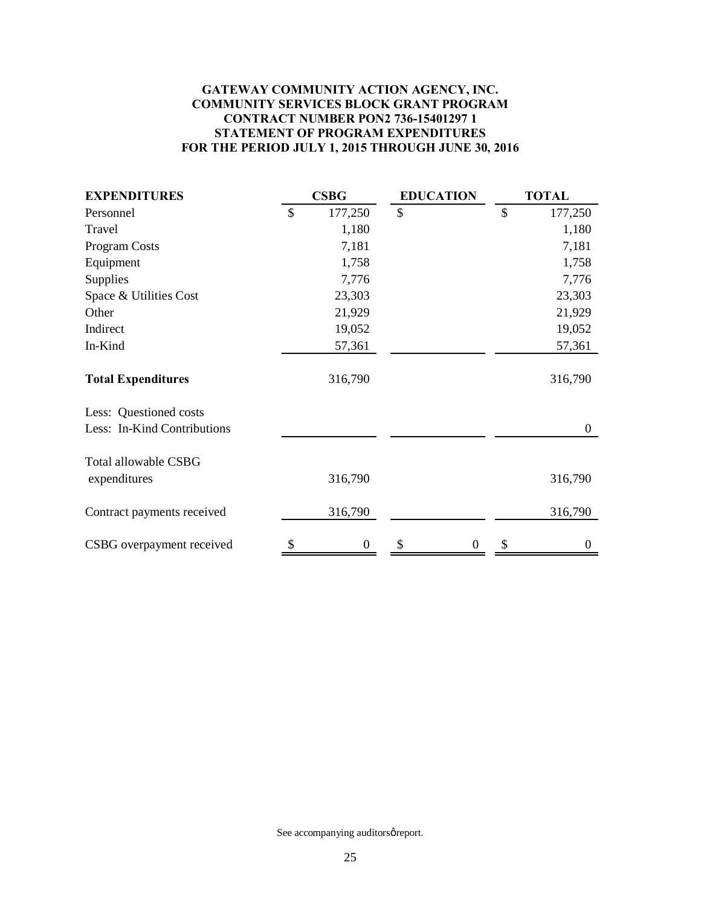**GATEWAY COMMUNITY ACTION AGENCY, INC.**
**COMMUNITY SERVICES BLOCK GRANT PROGRAM**
**CONTRACT NUMBER PON2 736-15401297 1**
**STATEMENT OF PROGRAM EXPENDITURES**
**FOR THE PERIOD JULY 1, 2015 THROUGH JUNE 30, 2016**

| **EXPENDITURES** | **CSBG** | **EDUCATION** | **TOTAL** |
|---|---|---|---|
| Personnel | $ 177,250 | $ | $ 177,250 |
| Travel | 1,180 | | 1,180 |
| Program Costs | 7,181 | | 7,181 |
| Equipment | 1,758 | | 1,758 |
| Supplies | 7,776 | | 7,776 |
| Space & Utilities Cost | 23,303 | | 23,303 |
| Other | 21,929 | | 21,929 |
| Indirect | 19,052 | | 19,052 |
| In-Kind | 57,361 | | 57,361 |
| **Total Expenditures** | 316,790 | | 316,790 |
| Less: Questioned costs | | | |
| Less: In-Kind Contributions | | | 0 |
| Total allowable CSBG expenditures | 316,790 | | 316,790 |
| Contract payments received | 316,790 | | 316,790 |
| CSBG overpayment received | $ 0 | $ 0 | $ 0 |

See accompanying auditorsģreport.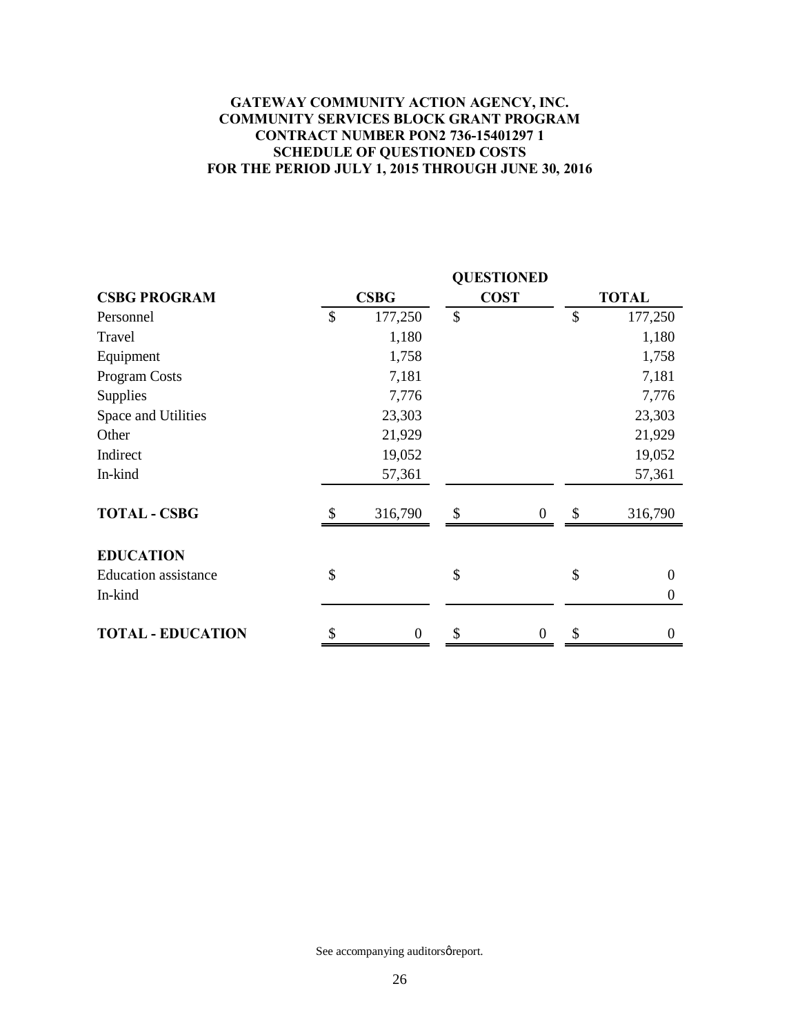**GATEWAY COMMUNITY ACTION AGENCY, INC.**
**COMMUNITY SERVICES BLOCK GRANT PROGRAM**
**CONTRACT NUMBER PON2 736-15401297 1**
**SCHEDULE OF QUESTIONED COSTS**
**FOR THE PERIOD JULY 1, 2015 THROUGH JUNE 30, 2016**

| **CSBG PROGRAM** | **CSBG** | **QUESTIONED COST** | **TOTAL** |
|---|---|---|---|
| Personnel | $ 177,250 | $ | $ 177,250 |
| Travel | 1,180 | | 1,180 |
| Equipment | 1,758 | | 1,758 |
| Program Costs | 7,181 | | 7,181 |
| Supplies | 7,776 | | 7,776 |
| Space and Utilities | 23,303 | | 23,303 |
| Other | 21,929 | | 21,929 |
| Indirect | 19,052 | | 19,052 |
| In-kind | 57,361 | | 57,361 |
| **TOTAL - CSBG** | $ 316,790 | $ 0 | $ 316,790 |
| **EDUCATION** | | | |
| Education assistance | $ | $ | $ 0 |
| In-kind | | | 0 |
| **TOTAL - EDUCATION** | $ 0 | $ 0 | $ 0 |

See accompanying auditors' report.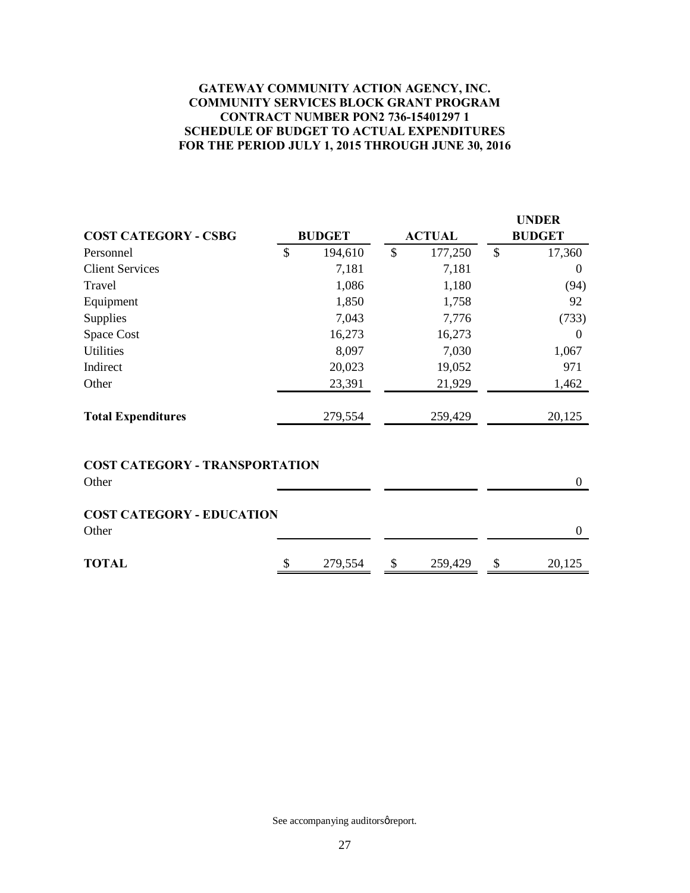**GATEWAY COMMUNITY ACTION AGENCY, INC.**
**COMMUNITY SERVICES BLOCK GRANT PROGRAM**
**CONTRACT NUMBER PON2 736-15401297 1**
**SCHEDULE OF BUDGET TO ACTUAL EXPENDITURES**
**FOR THE PERIOD JULY 1, 2015 THROUGH JUNE 30, 2016**

| **COST CATEGORY - CSBG** | **BUDGET** | **ACTUAL** | **UNDER BUDGET** |
|---|---|---|---|
| Personnel | $ 194,610 | $ 177,250 | $ 17,360 |
| Client Services | 7,181 | 7,181 | 0 |
| Travel | 1,086 | 1,180 | (94) |
| Equipment | 1,850 | 1,758 | 92 |
| Supplies | 7,043 | 7,776 | (733) |
| Space Cost | 16,273 | 16,273 | 0 |
| Utilities | 8,097 | 7,030 | 1,067 |
| Indirect | 20,023 | 19,052 | 971 |
| Other | 23,391 | 21,929 | 1,462 |
| **Total Expenditures** | 279,554 | 259,429 | 20,125 |
| **COST CATEGORY - TRANSPORTATION** | | | |
| Other | | | 0 |
| **COST CATEGORY - EDUCATION** | | | |
| Other | | | 0 |
| **TOTAL** | $ 279,554 | $ 259,429 | $ 20,125 |

See accompanying auditorsǿreport.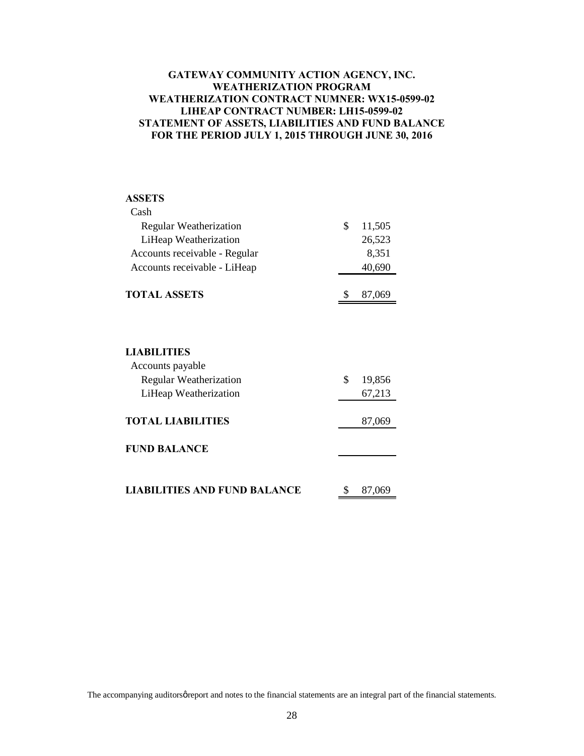# GATEWAY COMMUNITY ACTION AGENCY, INC.
## WEATHERIZATION PROGRAM
### WEATHERIZATION CONTRACT NUMNER: WX15-0599-02
### LIHEAP CONTRACT NUMBER: LH15-0599-02
### STATEMENT OF ASSETS, LIABILITIES AND FUND BALANCE
### FOR THE PERIOD JULY 1, 2015 THROUGH JUNE 30, 2016

| | |
|---|---|
| **ASSETS** | |
| Cash | |
| Regular Weatherization | $ 11,505 |
| LiHeap Weatherization | 26,523 |
| Accounts receivable - Regular | 8,351 |
| Accounts receivable - LiHeap | 40,690 |
| **TOTAL ASSETS** | $ 87,069 |
| | |
| **LIABILITIES** | |
| Accounts payable | |
| Regular Weatherization | $ 19,856 |
| LiHeap Weatherization | 67,213 |
| **TOTAL LIABILITIES** | 87,069 |
| **FUND BALANCE** | |
| **LIABILITIES AND FUND BALANCE** | $ 87,069 |

The accompanying auditorsφreport and notes to the financial statements are an integral part of the financial statements.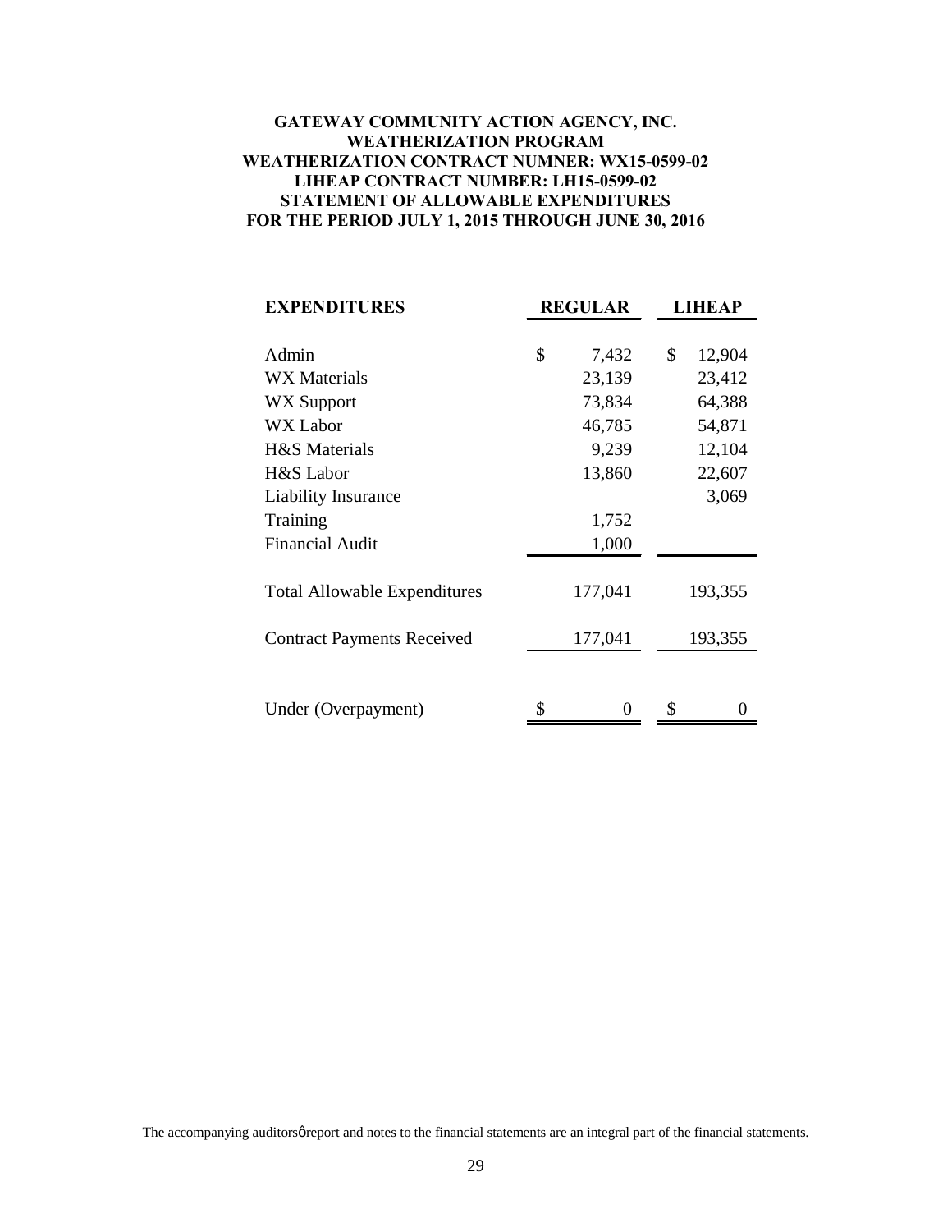**GATEWAY COMMUNITY ACTION AGENCY, INC.**
**WEATHERIZATION PROGRAM**
**WEATHERIZATION CONTRACT NUMNER: WX15-0599-02**
**LIHEAP CONTRACT NUMBER: LH15-0599-02**
**STATEMENT OF ALLOWABLE EXPENDITURES**
**FOR THE PERIOD JULY 1, 2015 THROUGH JUNE 30, 2016**

| **EXPENDITURES** | **REGULAR** | **LIHEAP** |
|---|---|---|
| Admin | $ 7,432 | $ 12,904 |
| WX Materials | 23,139 | 23,412 |
| WX Support | 73,834 | 64,388 |
| WX Labor | 46,785 | 54,871 |
| H&S Materials | 9,239 | 12,104 |
| H&S Labor | 13,860 | 22,607 |
| Liability Insurance | | 3,069 |
| Training | 1,752 | |
| Financial Audit | 1,000 | |
| Total Allowable Expenditures | 177,041 | 193,355 |
| Contract Payments Received | 177,041 | 193,355 |
| Under (Overpayment) | $ 0 | $ 0 |

The accompanying auditors' report and notes to the financial statements are an integral part of the financial statements.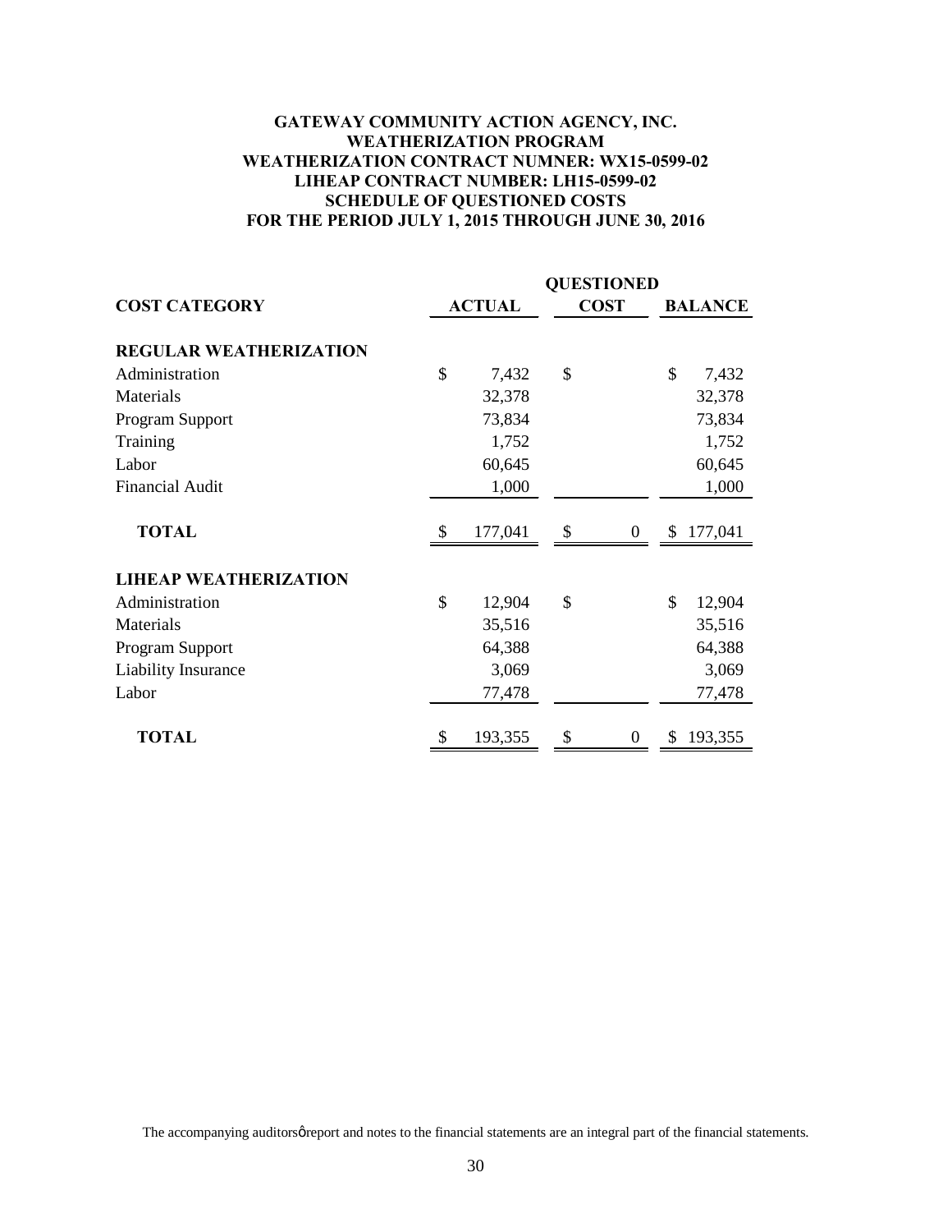**GATEWAY COMMUNITY ACTION AGENCY, INC.**
**WEATHERIZATION PROGRAM**
**WEATHERIZATION CONTRACT NUMNER: WX15-0599-02**
**LIHEAP CONTRACT NUMBER: LH15-0599-02**
**SCHEDULE OF QUESTIONED COSTS**
**FOR THE PERIOD JULY 1, 2015 THROUGH JUNE 30, 2016**

| COST CATEGORY | ACTUAL | QUESTIONED COST | BALANCE |
|---|---|---|---|
| **REGULAR WEATHERIZATION** | | | |
| Administration | $ 7,432 | $ | $ 7,432 |
| Materials | 32,378 | | 32,378 |
| Program Support | 73,834 | | 73,834 |
| Training | 1,752 | | 1,752 |
| Labor | 60,645 | | 60,645 |
| Financial Audit | 1,000 | | 1,000 |
| **TOTAL** | $ 177,041 | $ 0 | $ 177,041 |
| **LIHEAP WEATHERIZATION** | | | |
| Administration | $ 12,904 | $ | $ 12,904 |
| Materials | 35,516 | | 35,516 |
| Program Support | 64,388 | | 64,388 |
| Liability Insurance | 3,069 | | 3,069 |
| Labor | 77,478 | | 77,478 |
| **TOTAL** | $ 193,355 | $ 0 | $ 193,355 |

The accompanying auditorsø report and notes to the financial statements are an integral part of the financial statements.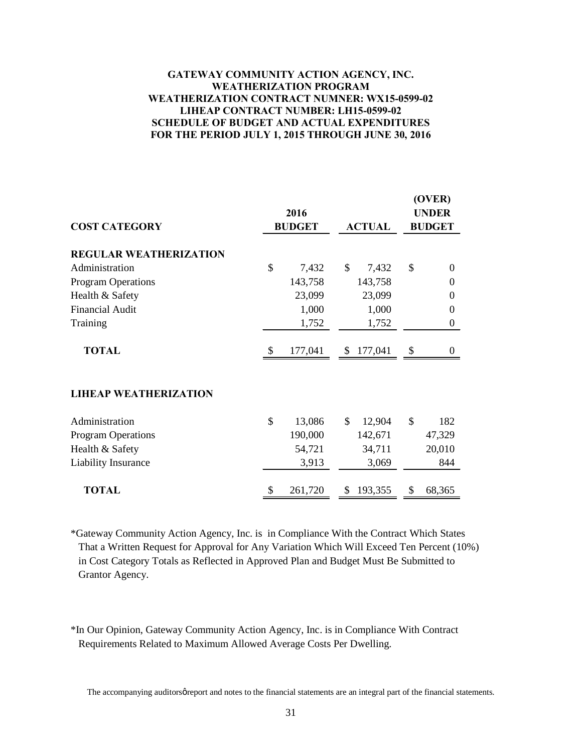**GATEWAY COMMUNITY ACTION AGENCY, INC.**
**WEATHERIZATION PROGRAM**
**WEATHERIZATION CONTRACT NUMNER: WX15-0599-02**
**LIHEAP CONTRACT NUMBER: LH15-0599-02**
**SCHEDULE OF BUDGET AND ACTUAL EXPENDITURES**
**FOR THE PERIOD JULY 1, 2015 THROUGH JUNE 30, 2016**

| COST CATEGORY | 2016 BUDGET | ACTUAL | (OVER) UNDER BUDGET |
|---|---|---|---|
| **REGULAR WEATHERIZATION** | | | |
| Administration | $ 7,432 | $ 7,432 | $ 0 |
| Program Operations | 143,758 | 143,758 | 0 |
| Health & Safety | 23,099 | 23,099 | 0 |
| Financial Audit | 1,000 | 1,000 | 0 |
| Training | 1,752 | 1,752 | 0 |
| **TOTAL** | $ 177,041 | $ 177,041 | $ 0 |
| **LIHEAP WEATHERIZATION** | | | |
| Administration | $ 13,086 | $ 12,904 | $ 182 |
| Program Operations | 190,000 | 142,671 | 47,329 |
| Health & Safety | 54,721 | 34,711 | 20,010 |
| Liability Insurance | 3,913 | 3,069 | 844 |
| **TOTAL** | $ 261,720 | $ 193,355 | $ 68,365 |

*Gateway Community Action Agency, Inc. is in Compliance With the Contract Which States That a Written Request for Approval for Any Variation Which Will Exceed Ten Percent (10%) in Cost Category Totals as Reflected in Approved Plan and Budget Must Be Submitted to Grantor Agency.

*In Our Opinion, Gateway Community Action Agency, Inc. is in Compliance With Contract Requirements Related to Maximum Allowed Average Costs Per Dwelling.

The accompanying auditorsø report and notes to the financial statements are an integral part of the financial statements.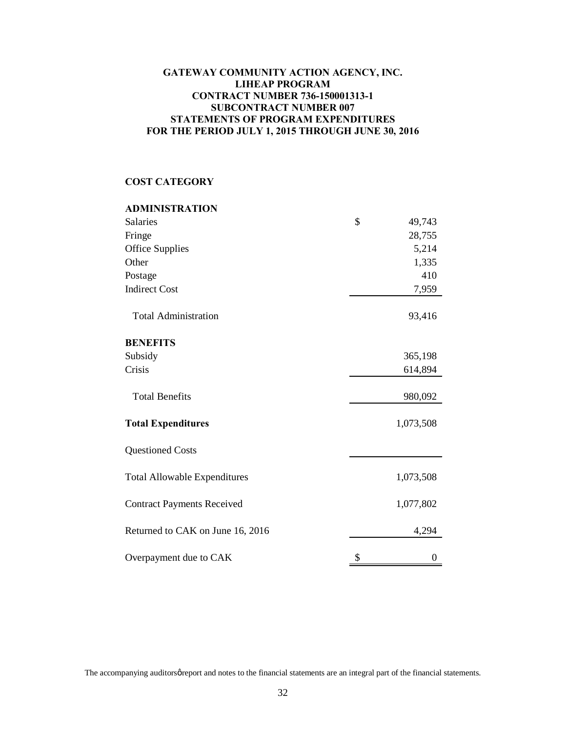**GATEWAY COMMUNITY ACTION AGENCY, INC.**
**LIHEAP PROGRAM**
**CONTRACT NUMBER 736-150001313-1**
**SUBCONTRACT NUMBER 007**
**STATEMENTS OF PROGRAM EXPENDITURES**
**FOR THE PERIOD JULY 1, 2015 THROUGH JUNE 30, 2016**

| **COST CATEGORY** | |
|---|---|
| **ADMINISTRATION** | |
| Salaries | $ 49,743 |
| Fringe | 28,755 |
| Office Supplies | 5,214 |
| Other | 1,335 |
| Postage | 410 |
| Indirect Cost | 7,959 |
| Total Administration | 93,416 |
| **BENEFITS** | |
| Subsidy | 365,198 |
| Crisis | 614,894 |
| Total Benefits | 980,092 |
| **Total Expenditures** | 1,073,508 |
| Questioned Costs | |
| Total Allowable Expenditures | 1,073,508 |
| Contract Payments Received | 1,077,802 |
| Returned to CAK on June 16, 2016 | 4,294 |
| Overpayment due to CAK | $ 0 |

The accompanying auditorsǿ report and notes to the financial statements are an integral part of the financial statements.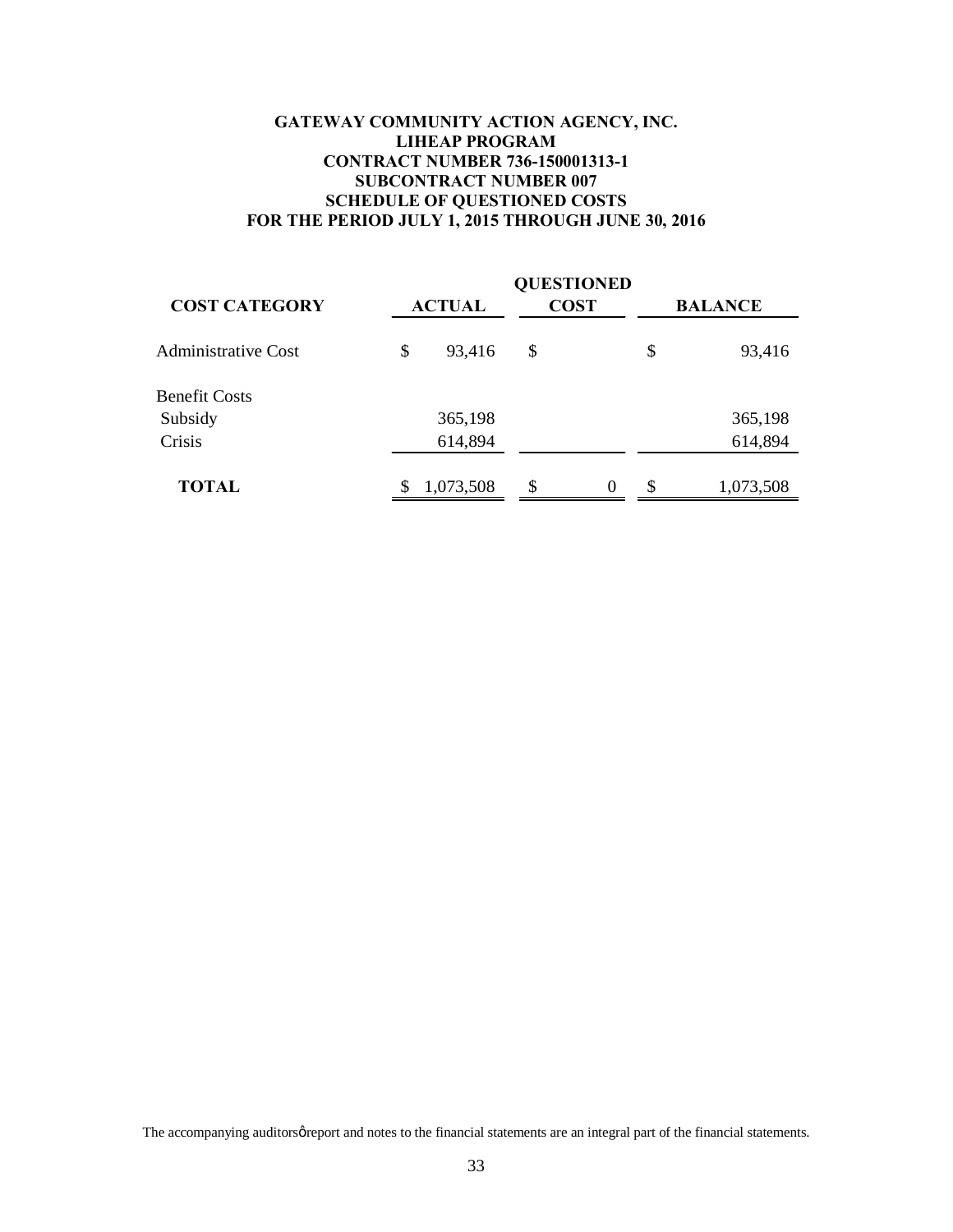# GATEWAY COMMUNITY ACTION AGENCY, INC.
## LIHEAP PROGRAM
## CONTRACT NUMBER 736-150001313-1
## SUBCONTRACT NUMBER 007
## SCHEDULE OF QUESTIONED COSTS
## FOR THE PERIOD JULY 1, 2015 THROUGH JUNE 30, 2016

| COST CATEGORY | ACTUAL | QUESTIONED COST | BALANCE |
|---|---|---|---|
| Administrative Cost | $ 93,416 | $ | $ 93,416 |
| Benefit Costs | | | |
| Subsidy | 365,198 | | 365,198 |
| Crisis | 614,894 | | 614,894 |
| **TOTAL** | $ 1,073,508 | $ 0 | $ 1,073,508 |

The accompanying auditorsφreport and notes to the financial statements are an integral part of the financial statements.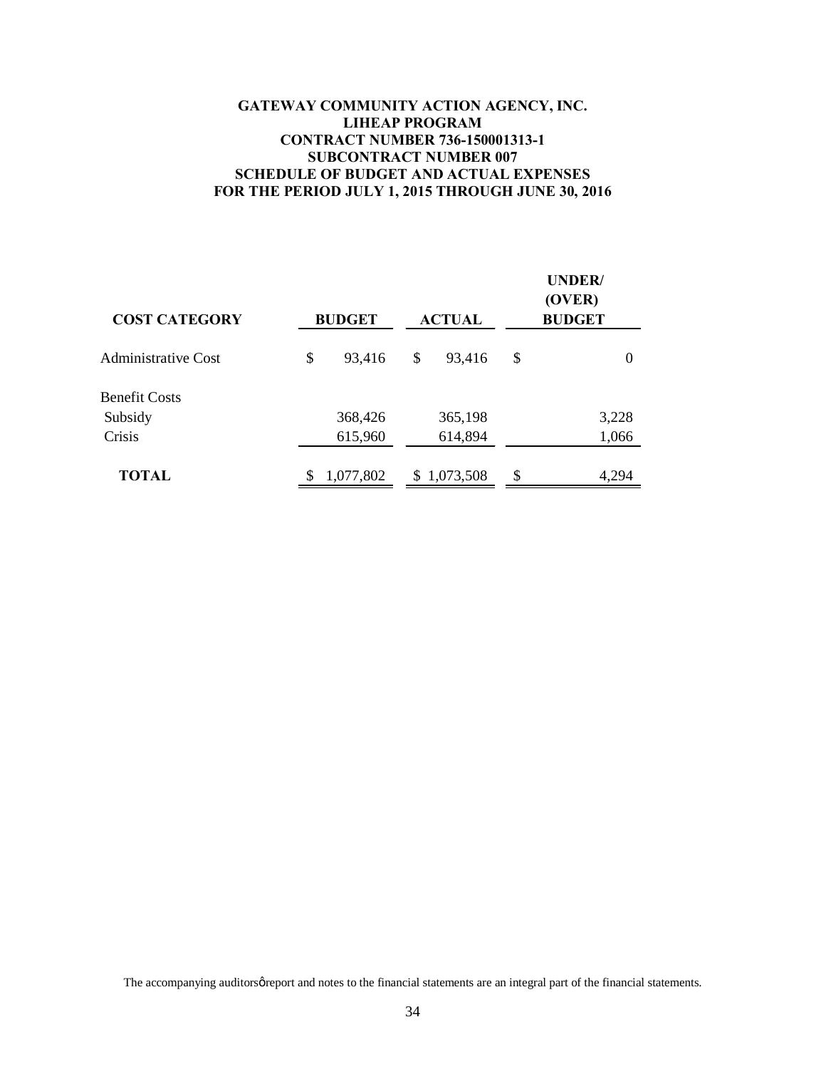**GATEWAY COMMUNITY ACTION AGENCY, INC.**
**LIHEAP PROGRAM**
**CONTRACT NUMBER 736-150001313-1**
**SUBCONTRACT NUMBER 007**
**SCHEDULE OF BUDGET AND ACTUAL EXPENSES**
**FOR THE PERIOD JULY 1, 2015 THROUGH JUNE 30, 2016**

| COST CATEGORY | BUDGET | ACTUAL | UNDER/ (OVER) BUDGET |
|---|---|---|---|
| Administrative Cost | $ 93,416 | $ 93,416 | $ 0 |
| Benefit Costs | | | |
| Subsidy | 368,426 | 365,198 | 3,228 |
| Crisis | 615,960 | 614,894 | 1,066 |
| **TOTAL** | $ 1,077,802 | $ 1,073,508 | $ 4,294 |

The accompanying auditorsϕ report and notes to the financial statements are an integral part of the financial statements.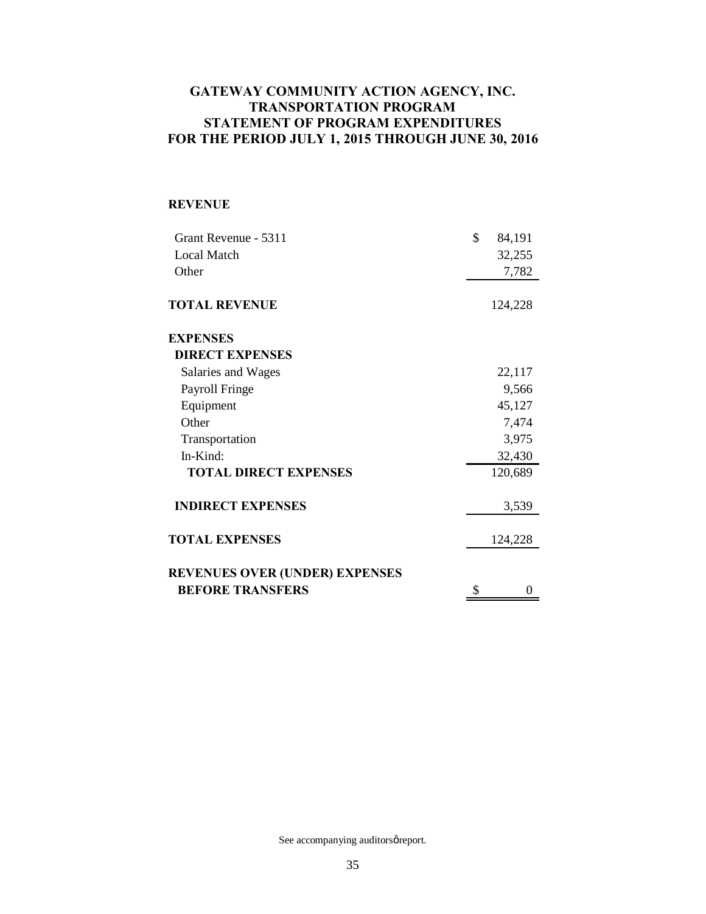# GATEWAY COMMUNITY ACTION AGENCY, INC.
## TRANSPORTATION PROGRAM
## STATEMENT OF PROGRAM EXPENDITURES
## FOR THE PERIOD JULY 1, 2015 THROUGH JUNE 30, 2016

| | |
|---|---|
| **REVENUE** | |
| Grant Revenue - 5311 | $ 84,191 |
| Local Match | 32,255 |
| Other | 7,782 |
| **TOTAL REVENUE** | 124,228 |
| **EXPENSES** | |
| **DIRECT EXPENSES** | |
| Salaries and Wages | 22,117 |
| Payroll Fringe | 9,566 |
| Equipment | 45,127 |
| Other | 7,474 |
| Transportation | 3,975 |
| In-Kind: | 32,430 |
| **TOTAL DIRECT EXPENSES** | 120,689 |
| **INDIRECT EXPENSES** | 3,539 |
| **TOTAL EXPENSES** | 124,228 |
| **REVENUES OVER (UNDER) EXPENSES BEFORE TRANSFERS** | $ 0 |

See accompanying auditorsø report.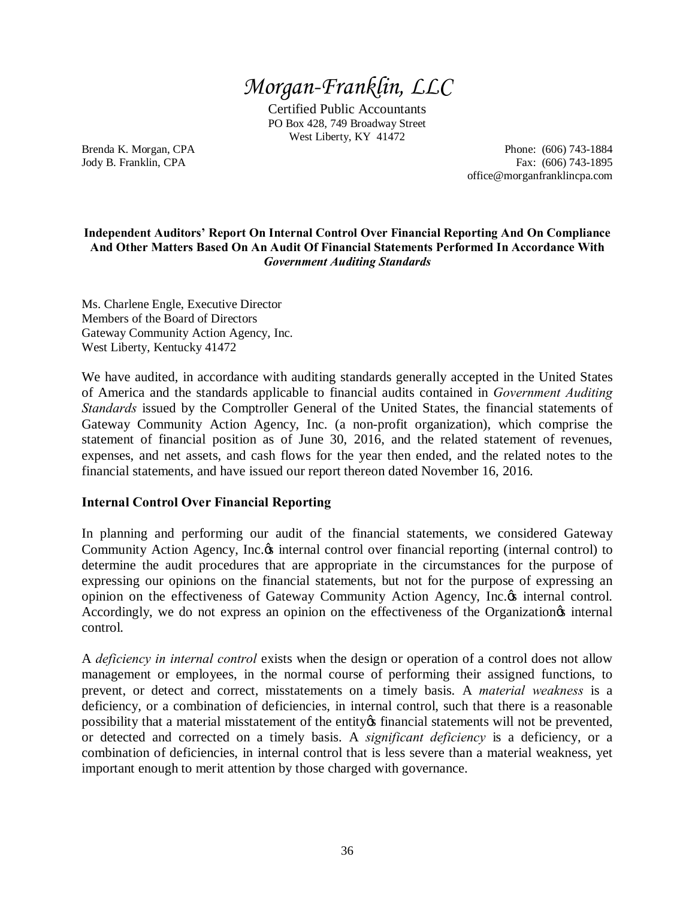# *Morgan-Franklin, LLC*

Certified Public Accountants
PO Box 428, 749 Broadway Street
West Liberty, KY 41472

Brenda K. Morgan, CPA
Jody B. Franklin, CPA

Phone: (606) 743-1884
Fax: (606) 743-1895
office@morganfranklincpa.com

**Independent Auditors' Report On Internal Control Over Financial Reporting And On Compliance And Other Matters Based On An Audit Of Financial Statements Performed In Accordance With *Government Auditing Standards***

Ms. Charlene Engle, Executive Director
Members of the Board of Directors
Gateway Community Action Agency, Inc.
West Liberty, Kentucky 41472

We have audited, in accordance with auditing standards generally accepted in the United States of America and the standards applicable to financial audits contained in *Government Auditing Standards* issued by the Comptroller General of the United States, the financial statements of Gateway Community Action Agency, Inc. (a non-profit organization), which comprise the statement of financial position as of June 30, 2016, and the related statement of revenues, expenses, and net assets, and cash flows for the year then ended, and the related notes to the financial statements, and have issued our report thereon dated November 16, 2016.

**Internal Control Over Financial Reporting**

In planning and performing our audit of the financial statements, we considered Gateway Community Action Agency, Inc.'s internal control over financial reporting (internal control) to determine the audit procedures that are appropriate in the circumstances for the purpose of expressing our opinions on the financial statements, but not for the purpose of expressing an opinion on the effectiveness of Gateway Community Action Agency, Inc.'s internal control. Accordingly, we do not express an opinion on the effectiveness of the Organization's internal control.

A *deficiency in internal control* exists when the design or operation of a control does not allow management or employees, in the normal course of performing their assigned functions, to prevent, or detect and correct, misstatements on a timely basis. A *material weakness* is a deficiency, or a combination of deficiencies, in internal control, such that there is a reasonable possibility that a material misstatement of the entity's financial statements will not be prevented, or detected and corrected on a timely basis. A *significant deficiency* is a deficiency, or a combination of deficiencies, in internal control that is less severe than a material weakness, yet important enough to merit attention by those charged with governance.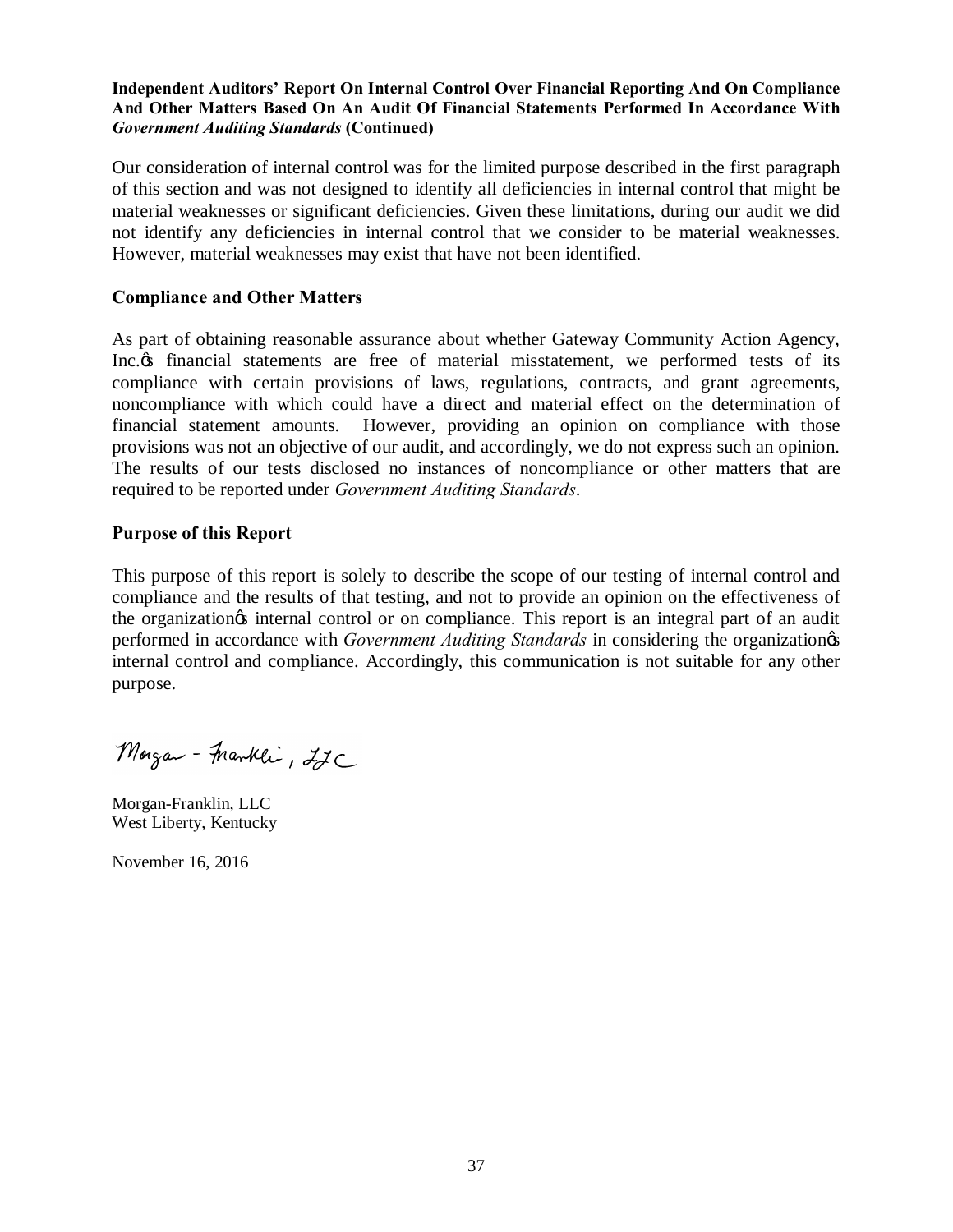**Independent Auditors' Report On Internal Control Over Financial Reporting And On Compliance And Other Matters Based On An Audit Of Financial Statements Performed In Accordance With *Government Auditing Standards* (Continued)**

Our consideration of internal control was for the limited purpose described in the first paragraph of this section and was not designed to identify all deficiencies in internal control that might be material weaknesses or significant deficiencies. Given these limitations, during our audit we did not identify any deficiencies in internal control that we consider to be material weaknesses. However, material weaknesses may exist that have not been identified.

## Compliance and Other Matters

As part of obtaining reasonable assurance about whether Gateway Community Action Agency, Inc.'s financial statements are free of material misstatement, we performed tests of its compliance with certain provisions of laws, regulations, contracts, and grant agreements, noncompliance with which could have a direct and material effect on the determination of financial statement amounts. However, providing an opinion on compliance with those provisions was not an objective of our audit, and accordingly, we do not express such an opinion. The results of our tests disclosed no instances of noncompliance or other matters that are required to be reported under *Government Auditing Standards*.

## Purpose of this Report

This purpose of this report is solely to describe the scope of our testing of internal control and compliance and the results of that testing, and not to provide an opinion on the effectiveness of the organization's internal control or on compliance. This report is an integral part of an audit performed in accordance with *Government Auditing Standards* in considering the organization's internal control and compliance. Accordingly, this communication is not suitable for any other purpose.

Morgan-Franklin, LLC

Morgan-Franklin, LLC
West Liberty, Kentucky

November 16, 2016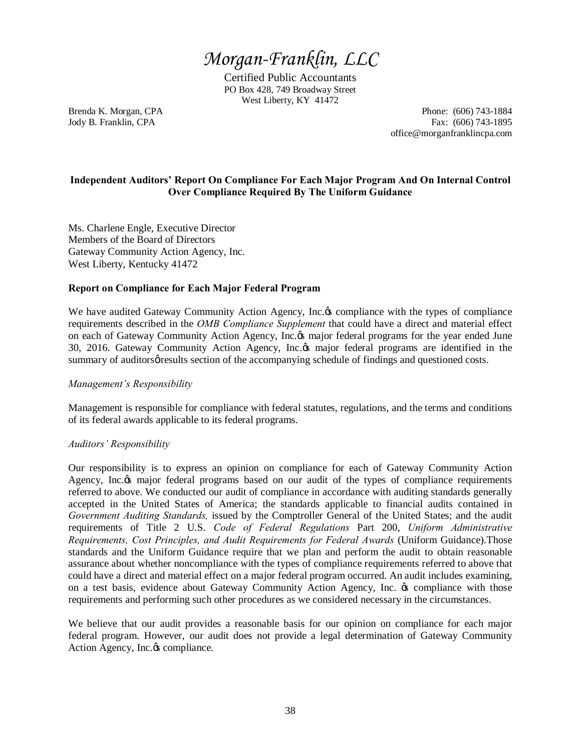# *Morgan-Franklin, LLC*

Certified Public Accountants
PO Box 428, 749 Broadway Street
West Liberty, KY 41472

Brenda K. Morgan, CPA
Jody B. Franklin, CPA

Phone: (606) 743-1884
Fax: (606) 743-1895
office@morganfranklincpa.com

**Independent Auditors' Report On Compliance For Each Major Program And On Internal Control Over Compliance Required By The Uniform Guidance**

Ms. Charlene Engle, Executive Director
Members of the Board of Directors
Gateway Community Action Agency, Inc.
West Liberty, Kentucky 41472

**Report on Compliance for Each Major Federal Program**

We have audited Gateway Community Action Agency, Inc.ǿs compliance with the types of compliance requirements described in the *OMB Compliance Supplement* that could have a direct and material effect on each of Gateway Community Action Agency, Inc.ǿs major federal programs for the year ended June 30, 2016. Gateway Community Action Agency, Inc.ǿs major federal programs are identified in the summary of auditorsǿ results section of the accompanying schedule of findings and questioned costs.

*Management's Responsibility*

Management is responsible for compliance with federal statutes, regulations, and the terms and conditions of its federal awards applicable to its federal programs.

*Auditors' Responsibility*

Our responsibility is to express an opinion on compliance for each of Gateway Community Action Agency, Inc.ǿs major federal programs based on our audit of the types of compliance requirements referred to above. We conducted our audit of compliance in accordance with auditing standards generally accepted in the United States of America; the standards applicable to financial audits contained in *Government Auditing Standards,* issued by the Comptroller General of the United States; and the audit requirements of Title 2 U.S. *Code of Federal Regulations* Part 200, *Uniform Administrative Requirements, Cost Principles, and Audit Requirements for Federal Awards* (Uniform Guidance).Those standards and the Uniform Guidance require that we plan and perform the audit to obtain reasonable assurance about whether noncompliance with the types of compliance requirements referred to above that could have a direct and material effect on a major federal program occurred. An audit includes examining, on a test basis, evidence about Gateway Community Action Agency, Inc. ǿs compliance with those requirements and performing such other procedures as we considered necessary in the circumstances.

We believe that our audit provides a reasonable basis for our opinion on compliance for each major federal program. However, our audit does not provide a legal determination of Gateway Community Action Agency, Inc.ǿs compliance.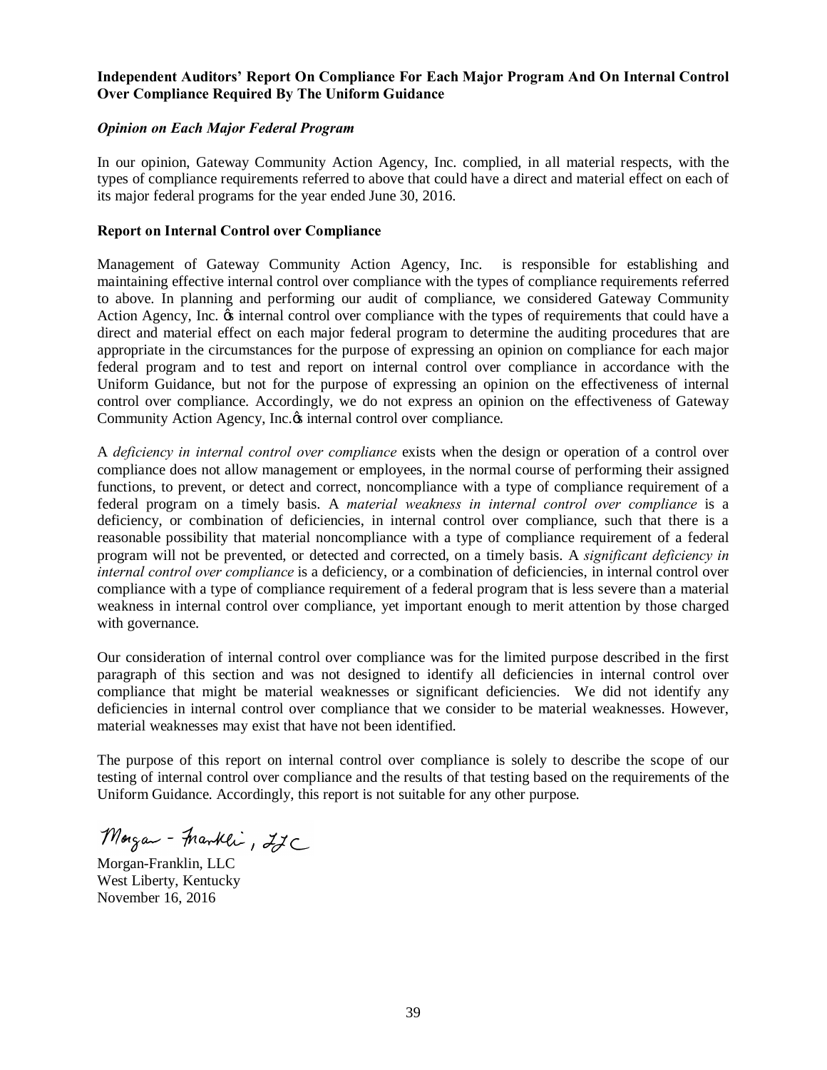**Independent Auditors' Report On Compliance For Each Major Program And On Internal Control Over Compliance Required By The Uniform Guidance**

***Opinion on Each Major Federal Program***

In our opinion, Gateway Community Action Agency, Inc. complied, in all material respects, with the types of compliance requirements referred to above that could have a direct and material effect on each of its major federal programs for the year ended June 30, 2016.

**Report on Internal Control over Compliance**

Management of Gateway Community Action Agency, Inc. is responsible for establishing and maintaining effective internal control over compliance with the types of compliance requirements referred to above. In planning and performing our audit of compliance, we considered Gateway Community Action Agency, Inc. ӳ internal control over compliance with the types of requirements that could have a direct and material effect on each major federal program to determine the auditing procedures that are appropriate in the circumstances for the purpose of expressing an opinion on compliance for each major federal program and to test and report on internal control over compliance in accordance with the Uniform Guidance, but not for the purpose of expressing an opinion on the effectiveness of internal control over compliance. Accordingly, we do not express an opinion on the effectiveness of Gateway Community Action Agency, Inc.ӳ internal control over compliance.

A *deficiency in internal control over compliance* exists when the design or operation of a control over compliance does not allow management or employees, in the normal course of performing their assigned functions, to prevent, or detect and correct, noncompliance with a type of compliance requirement of a federal program on a timely basis. A *material weakness in internal control over compliance* is a deficiency, or combination of deficiencies, in internal control over compliance, such that there is a reasonable possibility that material noncompliance with a type of compliance requirement of a federal program will not be prevented, or detected and corrected, on a timely basis. A *significant deficiency in internal control over compliance* is a deficiency, or a combination of deficiencies, in internal control over compliance with a type of compliance requirement of a federal program that is less severe than a material weakness in internal control over compliance, yet important enough to merit attention by those charged with governance.

Our consideration of internal control over compliance was for the limited purpose described in the first paragraph of this section and was not designed to identify all deficiencies in internal control over compliance that might be material weaknesses or significant deficiencies. We did not identify any deficiencies in internal control over compliance that we consider to be material weaknesses. However, material weaknesses may exist that have not been identified.

The purpose of this report on internal control over compliance is solely to describe the scope of our testing of internal control over compliance and the results of that testing based on the requirements of the Uniform Guidance. Accordingly, this report is not suitable for any other purpose.

Morgan-Franklin, LLC

Morgan-Franklin, LLC
West Liberty, Kentucky
November 16, 2016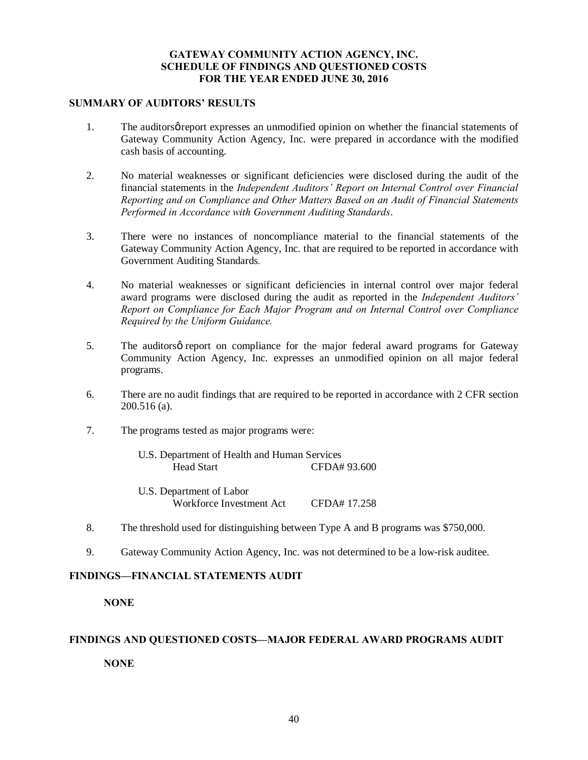# GATEWAY COMMUNITY ACTION AGENCY, INC.
# SCHEDULE OF FINDINGS AND QUESTIONED COSTS
# FOR THE YEAR ENDED JUNE 30, 2016

## SUMMARY OF AUDITORS' RESULTS

1. The auditorsø report expresses an unmodified opinion on whether the financial statements of Gateway Community Action Agency, Inc. were prepared in accordance with the modified cash basis of accounting.

2. No material weaknesses or significant deficiencies were disclosed during the audit of the financial statements in the *Independent Auditors' Report on Internal Control over Financial Reporting and on Compliance and Other Matters Based on an Audit of Financial Statements Performed in Accordance with Government Auditing Standards*.

3. There were no instances of noncompliance material to the financial statements of the Gateway Community Action Agency, Inc. that are required to be reported in accordance with Government Auditing Standards.

4. No material weaknesses or significant deficiencies in internal control over major federal award programs were disclosed during the audit as reported in the *Independent Auditors' Report on Compliance for Each Major Program and on Internal Control over Compliance Required by the Uniform Guidance.*

5. The auditorsø report on compliance for the major federal award programs for Gateway Community Action Agency, Inc. expresses an unmodified opinion on all major federal programs.

6. There are no audit findings that are required to be reported in accordance with 2 CFR section 200.516 (a).

7. The programs tested as major programs were:

   U.S. Department of Health and Human Services
   Head Start CFDA# 93.600

   U.S. Department of Labor
   Workforce Investment Act CFDA# 17.258

8. The threshold used for distinguishing between Type A and B programs was $750,000.

9. Gateway Community Action Agency, Inc. was not determined to be a low-risk auditee.

## FINDINGS—FINANCIAL STATEMENTS AUDIT

**NONE**

## FINDINGS AND QUESTIONED COSTS—MAJOR FEDERAL AWARD PROGRAMS AUDIT

**NONE**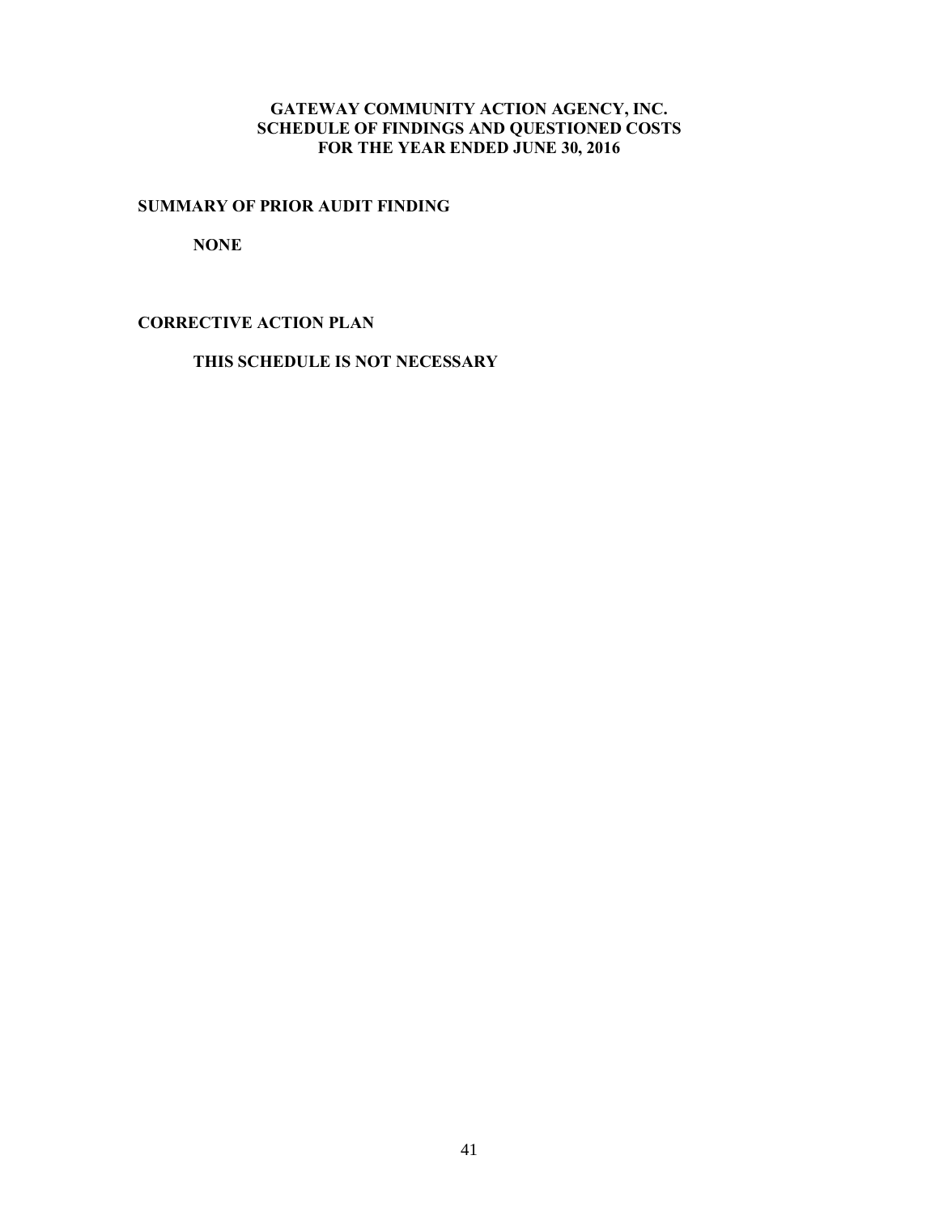# GATEWAY COMMUNITY ACTION AGENCY, INC.
# SCHEDULE OF FINDINGS AND QUESTIONED COSTS
# FOR THE YEAR ENDED JUNE 30, 2016

## SUMMARY OF PRIOR AUDIT FINDING

**NONE**

## CORRECTIVE ACTION PLAN

**THIS SCHEDULE IS NOT NECESSARY**